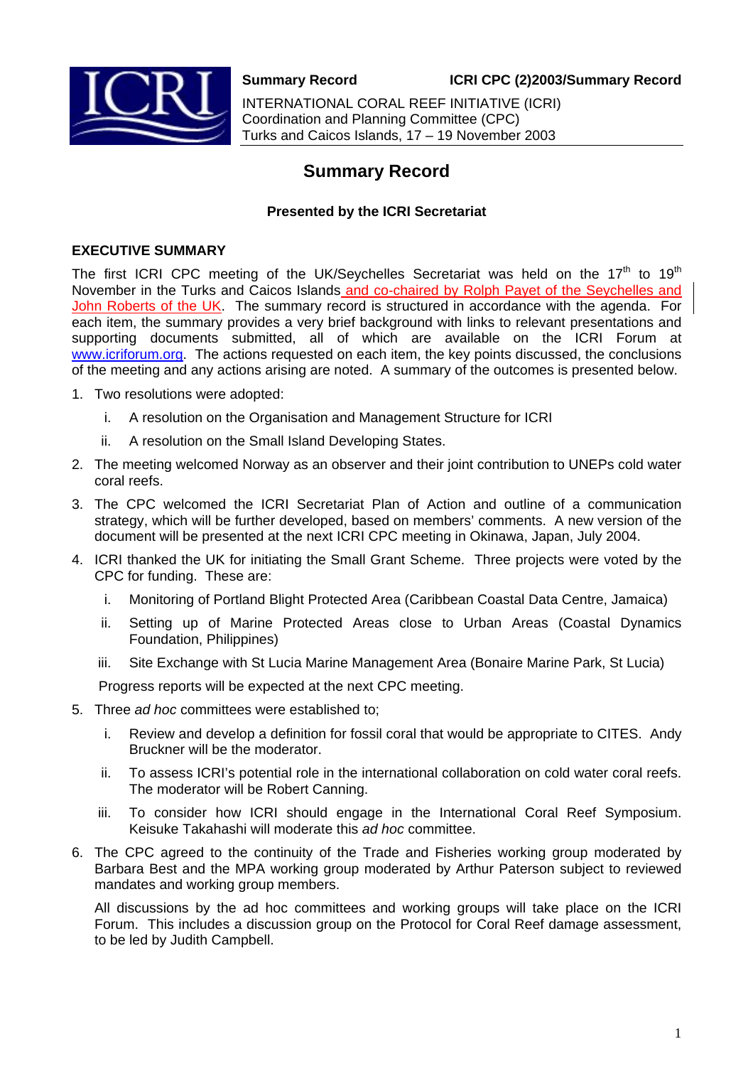**Summary Record** ICRI CPC (2)2003/Summary Record

INTERNATIONAL CORAL REEF INITIATIVE (ICRI)
Coordination and Planning Committee (CPC)
Turks and Caicos Islands, 17 – 19 November 2003

# Summary Record

**Presented by the ICRI Secretariat**

## EXECUTIVE SUMMARY

The first ICRI CPC meeting of the UK/Seychelles Secretariat was held on the 17th to 19th November in the Turks and Caicos Islands and co-chaired by Rolph Payet of the Seychelles and John Roberts of the UK. The summary record is structured in accordance with the agenda. For each item, the summary provides a very brief background with links to relevant presentations and supporting documents submitted, all of which are available on the ICRI Forum at www.icriforum.org. The actions requested on each item, the key points discussed, the conclusions of the meeting and any actions arising are noted. A summary of the outcomes is presented below.

1. Two resolutions were adopted:
   i. A resolution on the Organisation and Management Structure for ICRI
   ii. A resolution on the Small Island Developing States.
2. The meeting welcomed Norway as an observer and their joint contribution to UNEPs cold water coral reefs.
3. The CPC welcomed the ICRI Secretariat Plan of Action and outline of a communication strategy, which will be further developed, based on members' comments. A new version of the document will be presented at the next ICRI CPC meeting in Okinawa, Japan, July 2004.
4. ICRI thanked the UK for initiating the Small Grant Scheme. Three projects were voted by the CPC for funding. These are:
   i. Monitoring of Portland Blight Protected Area (Caribbean Coastal Data Centre, Jamaica)
   ii. Setting up of Marine Protected Areas close to Urban Areas (Coastal Dynamics Foundation, Philippines)
   iii. Site Exchange with St Lucia Marine Management Area (Bonaire Marine Park, St Lucia)

   Progress reports will be expected at the next CPC meeting.
5. Three *ad hoc* committees were established to;
   i. Review and develop a definition for fossil coral that would be appropriate to CITES. Andy Bruckner will be the moderator.
   ii. To assess ICRI's potential role in the international collaboration on cold water coral reefs. The moderator will be Robert Canning.
   iii. To consider how ICRI should engage in the International Coral Reef Symposium. Keisuke Takahashi will moderate this *ad hoc* committee.
6. The CPC agreed to the continuity of the Trade and Fisheries working group moderated by Barbara Best and the MPA working group moderated by Arthur Paterson subject to reviewed mandates and working group members.

   All discussions by the ad hoc committees and working groups will take place on the ICRI Forum. This includes a discussion group on the Protocol for Coral Reef damage assessment, to be led by Judith Campbell.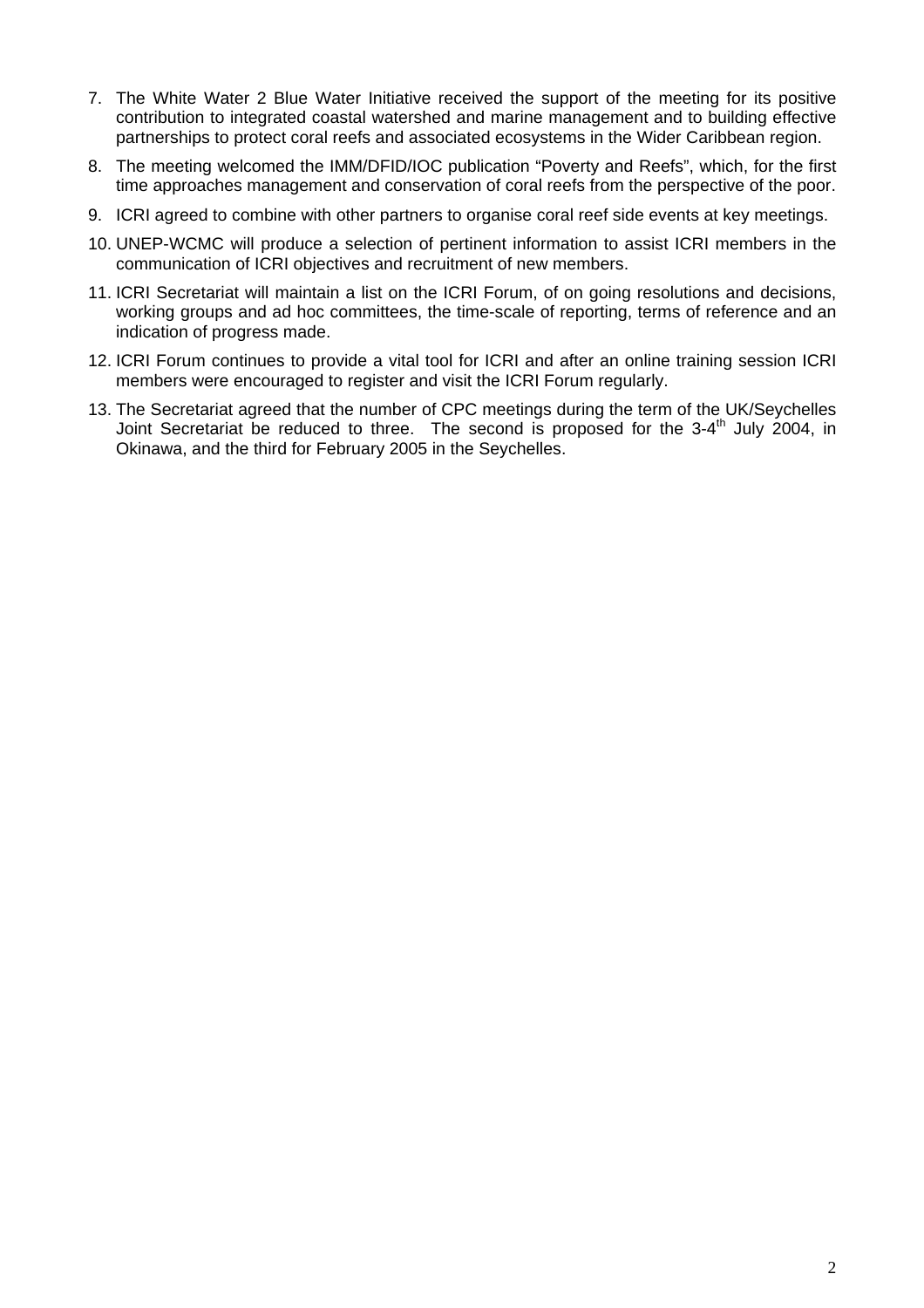7. The White Water 2 Blue Water Initiative received the support of the meeting for its positive contribution to integrated coastal watershed and marine management and to building effective partnerships to protect coral reefs and associated ecosystems in the Wider Caribbean region.
8. The meeting welcomed the IMM/DFID/IOC publication "Poverty and Reefs", which, for the first time approaches management and conservation of coral reefs from the perspective of the poor.
9. ICRI agreed to combine with other partners to organise coral reef side events at key meetings.
10. UNEP-WCMC will produce a selection of pertinent information to assist ICRI members in the communication of ICRI objectives and recruitment of new members.
11. ICRI Secretariat will maintain a list on the ICRI Forum, of on going resolutions and decisions, working groups and ad hoc committees, the time-scale of reporting, terms of reference and an indication of progress made.
12. ICRI Forum continues to provide a vital tool for ICRI and after an online training session ICRI members were encouraged to register and visit the ICRI Forum regularly.
13. The Secretariat agreed that the number of CPC meetings during the term of the UK/Seychelles Joint Secretariat be reduced to three. The second is proposed for the 3-4th July 2004, in Okinawa, and the third for February 2005 in the Seychelles.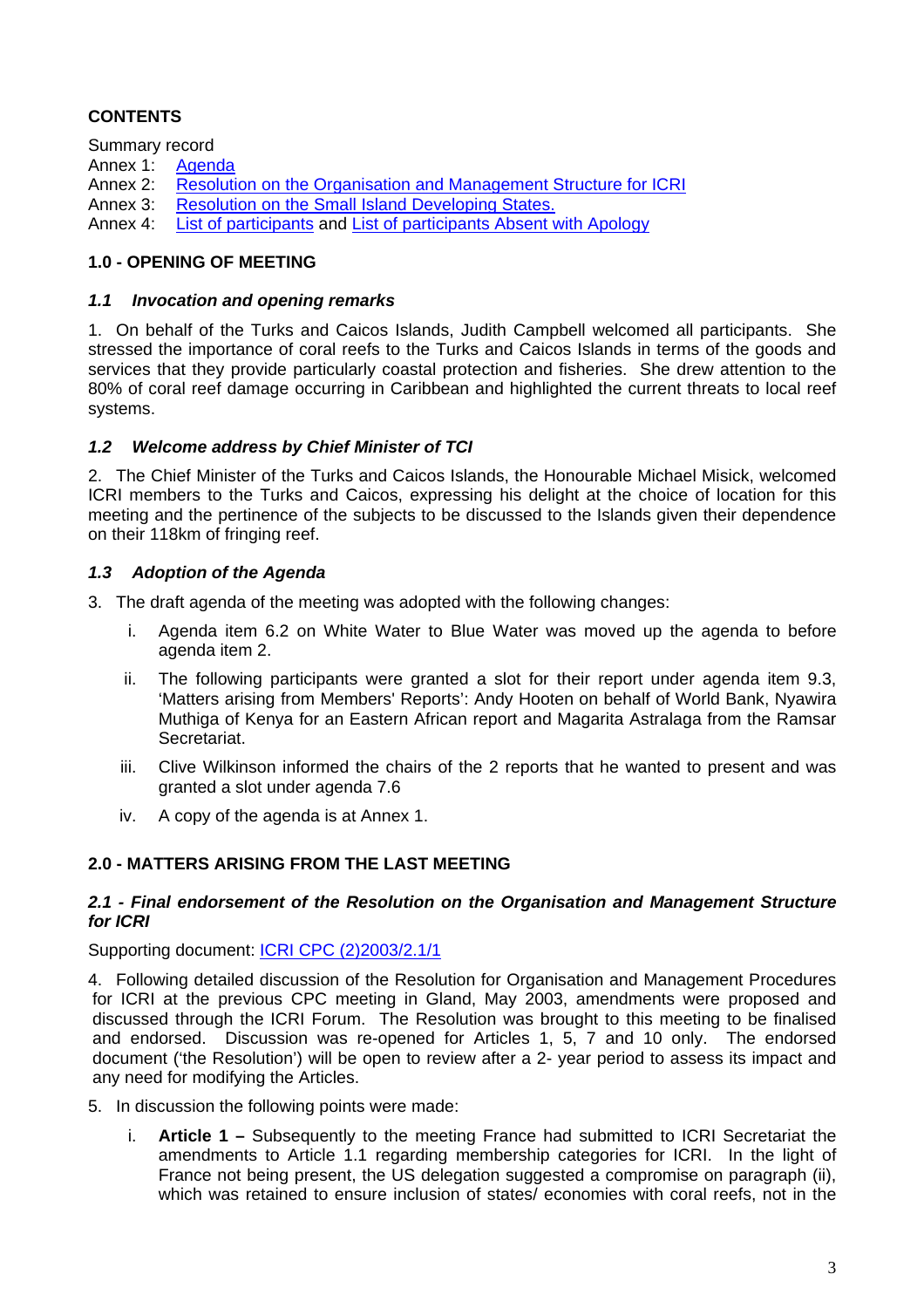**CONTENTS**

Summary record
Annex 1: Agenda
Annex 2: Resolution on the Organisation and Management Structure for ICRI
Annex 3: Resolution on the Small Island Developing States.
Annex 4: List of participants and List of participants Absent with Apology

## 1.0 - OPENING OF MEETING

### *1.1 Invocation and opening remarks*

1. On behalf of the Turks and Caicos Islands, Judith Campbell welcomed all participants. She stressed the importance of coral reefs to the Turks and Caicos Islands in terms of the goods and services that they provide particularly coastal protection and fisheries. She drew attention to the 80% of coral reef damage occurring in Caribbean and highlighted the current threats to local reef systems.

### *1.2 Welcome address by Chief Minister of TCI*

2. The Chief Minister of the Turks and Caicos Islands, the Honourable Michael Misick, welcomed ICRI members to the Turks and Caicos, expressing his delight at the choice of location for this meeting and the pertinence of the subjects to be discussed to the Islands given their dependence on their 118km of fringing reef.

### *1.3 Adoption of the Agenda*

3. The draft agenda of the meeting was adopted with the following changes:

   i. Agenda item 6.2 on White Water to Blue Water was moved up the agenda to before agenda item 2.

   ii. The following participants were granted a slot for their report under agenda item 9.3, 'Matters arising from Members' Reports': Andy Hooten on behalf of World Bank, Nyawira Muthiga of Kenya for an Eastern African report and Magarita Astralaga from the Ramsar Secretariat.

   iii. Clive Wilkinson informed the chairs of the 2 reports that he wanted to present and was granted a slot under agenda 7.6

   iv. A copy of the agenda is at Annex 1.

## 2.0 - MATTERS ARISING FROM THE LAST MEETING

### *2.1 - Final endorsement of the Resolution on the Organisation and Management Structure for ICRI*

Supporting document: ICRI CPC (2)2003/2.1/1

4. Following detailed discussion of the Resolution for Organisation and Management Procedures for ICRI at the previous CPC meeting in Gland, May 2003, amendments were proposed and discussed through the ICRI Forum. The Resolution was brought to this meeting to be finalised and endorsed. Discussion was re-opened for Articles 1, 5, 7 and 10 only. The endorsed document ('the Resolution') will be open to review after a 2- year period to assess its impact and any need for modifying the Articles.

5. In discussion the following points were made:

   i. **Article 1 –** Subsequently to the meeting France had submitted to ICRI Secretariat the amendments to Article 1.1 regarding membership categories for ICRI. In the light of France not being present, the US delegation suggested a compromise on paragraph (ii), which was retained to ensure inclusion of states/ economies with coral reefs, not in the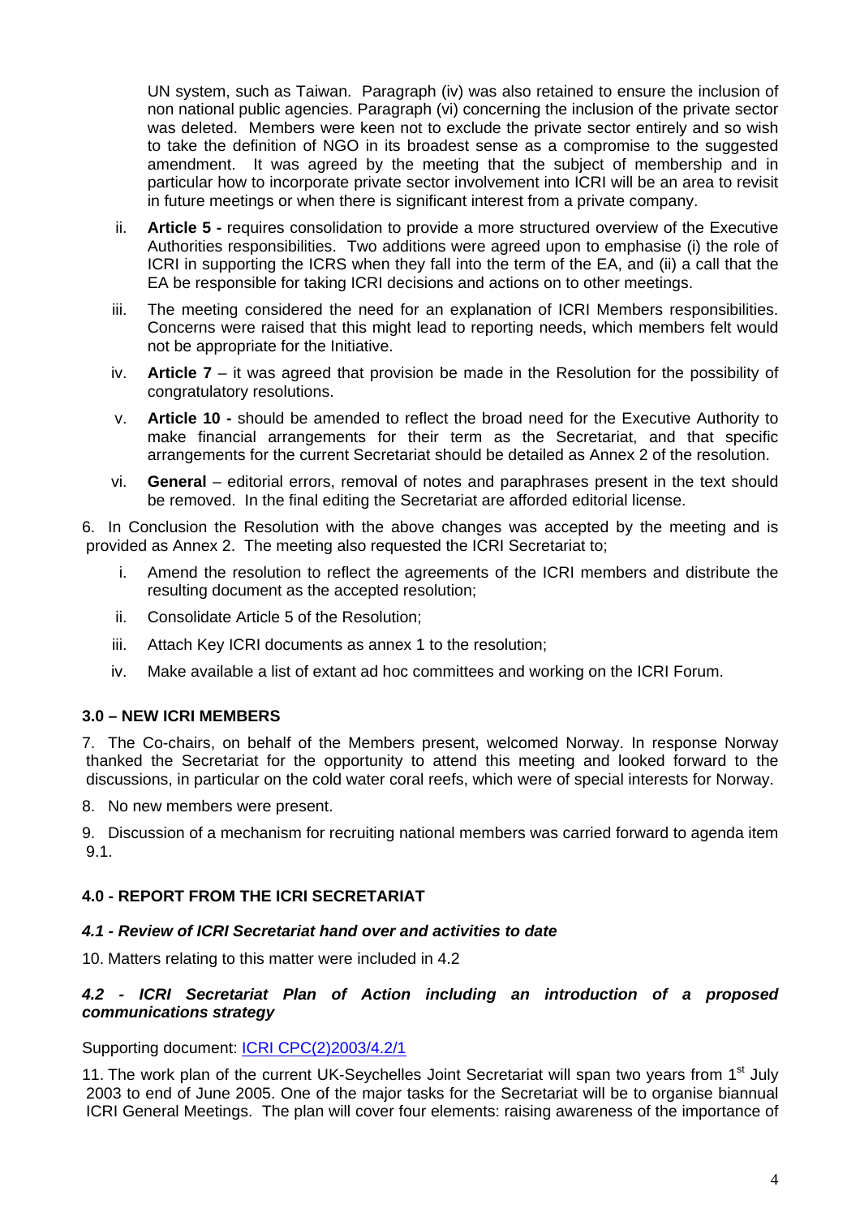UN system, such as Taiwan. Paragraph (iv) was also retained to ensure the inclusion of non national public agencies. Paragraph (vi) concerning the inclusion of the private sector was deleted. Members were keen not to exclude the private sector entirely and so wish to take the definition of NGO in its broadest sense as a compromise to the suggested amendment. It was agreed by the meeting that the subject of membership and in particular how to incorporate private sector involvement into ICRI will be an area to revisit in future meetings or when there is significant interest from a private company.

ii. **Article 5 -** requires consolidation to provide a more structured overview of the Executive Authorities responsibilities. Two additions were agreed upon to emphasise (i) the role of ICRI in supporting the ICRS when they fall into the term of the EA, and (ii) a call that the EA be responsible for taking ICRI decisions and actions on to other meetings.

iii. The meeting considered the need for an explanation of ICRI Members responsibilities. Concerns were raised that this might lead to reporting needs, which members felt would not be appropriate for the Initiative.

iv. **Article 7** – it was agreed that provision be made in the Resolution for the possibility of congratulatory resolutions.

v. **Article 10 -** should be amended to reflect the broad need for the Executive Authority to make financial arrangements for their term as the Secretariat, and that specific arrangements for the current Secretariat should be detailed as Annex 2 of the resolution.

vi. **General** – editorial errors, removal of notes and paraphrases present in the text should be removed. In the final editing the Secretariat are afforded editorial license.

6. In Conclusion the Resolution with the above changes was accepted by the meeting and is provided as Annex 2. The meeting also requested the ICRI Secretariat to;

i. Amend the resolution to reflect the agreements of the ICRI members and distribute the resulting document as the accepted resolution;

ii. Consolidate Article 5 of the Resolution;

iii. Attach Key ICRI documents as annex 1 to the resolution;

iv. Make available a list of extant ad hoc committees and working on the ICRI Forum.

### 3.0 – NEW ICRI MEMBERS

7. The Co-chairs, on behalf of the Members present, welcomed Norway. In response Norway thanked the Secretariat for the opportunity to attend this meeting and looked forward to the discussions, in particular on the cold water coral reefs, which were of special interests for Norway.

8. No new members were present.

9. Discussion of a mechanism for recruiting national members was carried forward to agenda item 9.1.

### 4.0 - REPORT FROM THE ICRI SECRETARIAT

#### *4.1 - Review of ICRI Secretariat hand over and activities to date*

10. Matters relating to this matter were included in 4.2

#### *4.2 - ICRI Secretariat Plan of Action including an introduction of a proposed communications strategy*

Supporting document: ICRI CPC(2)2003/4.2/1

11. The work plan of the current UK-Seychelles Joint Secretariat will span two years from 1st July 2003 to end of June 2005. One of the major tasks for the Secretariat will be to organise biannual ICRI General Meetings. The plan will cover four elements: raising awareness of the importance of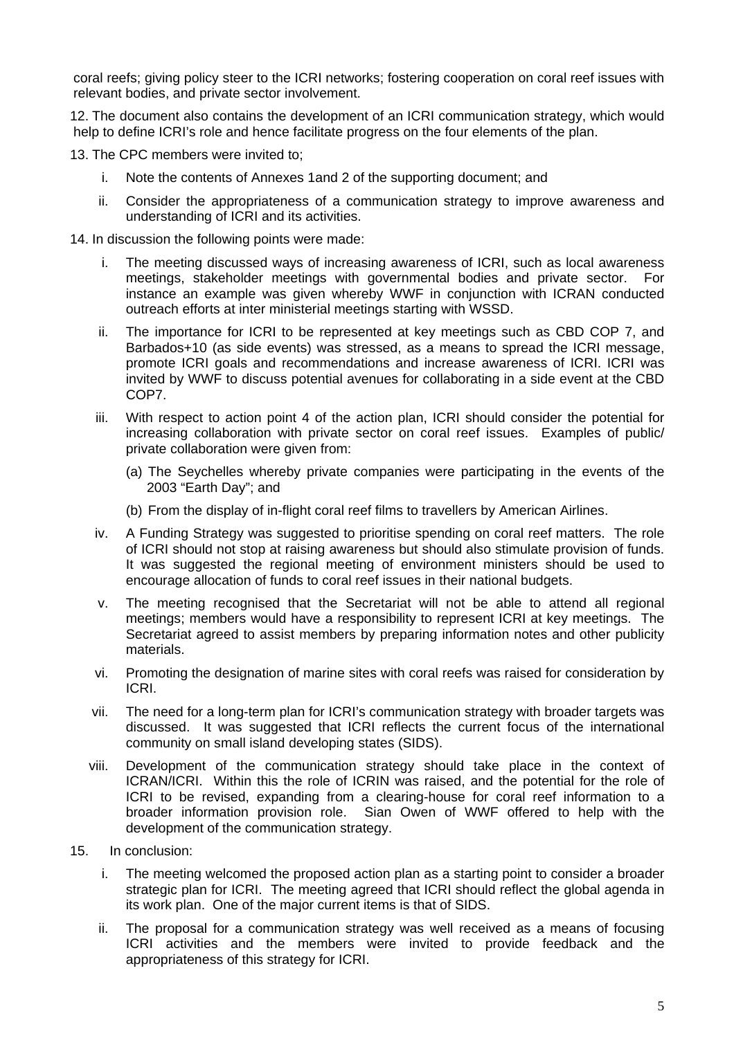coral reefs; giving policy steer to the ICRI networks; fostering cooperation on coral reef issues with relevant bodies, and private sector involvement.

12. The document also contains the development of an ICRI communication strategy, which would help to define ICRI's role and hence facilitate progress on the four elements of the plan.

13. The CPC members were invited to;

   i. Note the contents of Annexes 1and 2 of the supporting document; and

   ii. Consider the appropriateness of a communication strategy to improve awareness and understanding of ICRI and its activities.

14. In discussion the following points were made:

   i. The meeting discussed ways of increasing awareness of ICRI, such as local awareness meetings, stakeholder meetings with governmental bodies and private sector. For instance an example was given whereby WWF in conjunction with ICRAN conducted outreach efforts at inter ministerial meetings starting with WSSD.

   ii. The importance for ICRI to be represented at key meetings such as CBD COP 7, and Barbados+10 (as side events) was stressed, as a means to spread the ICRI message, promote ICRI goals and recommendations and increase awareness of ICRI. ICRI was invited by WWF to discuss potential avenues for collaborating in a side event at the CBD COP7.

   iii. With respect to action point 4 of the action plan, ICRI should consider the potential for increasing collaboration with private sector on coral reef issues. Examples of public/ private collaboration were given from:

      (a) The Seychelles whereby private companies were participating in the events of the 2003 "Earth Day"; and

      (b) From the display of in-flight coral reef films to travellers by American Airlines.

   iv. A Funding Strategy was suggested to prioritise spending on coral reef matters. The role of ICRI should not stop at raising awareness but should also stimulate provision of funds. It was suggested the regional meeting of environment ministers should be used to encourage allocation of funds to coral reef issues in their national budgets.

   v. The meeting recognised that the Secretariat will not be able to attend all regional meetings; members would have a responsibility to represent ICRI at key meetings. The Secretariat agreed to assist members by preparing information notes and other publicity materials.

   vi. Promoting the designation of marine sites with coral reefs was raised for consideration by ICRI.

   vii. The need for a long-term plan for ICRI's communication strategy with broader targets was discussed. It was suggested that ICRI reflects the current focus of the international community on small island developing states (SIDS).

   viii. Development of the communication strategy should take place in the context of ICRAN/ICRI. Within this the role of ICRIN was raised, and the potential for the role of ICRI to be revised, expanding from a clearing-house for coral reef information to a broader information provision role. Sian Owen of WWF offered to help with the development of the communication strategy.

15. In conclusion:

   i. The meeting welcomed the proposed action plan as a starting point to consider a broader strategic plan for ICRI. The meeting agreed that ICRI should reflect the global agenda in its work plan. One of the major current items is that of SIDS.

   ii. The proposal for a communication strategy was well received as a means of focusing ICRI activities and the members were invited to provide feedback and the appropriateness of this strategy for ICRI.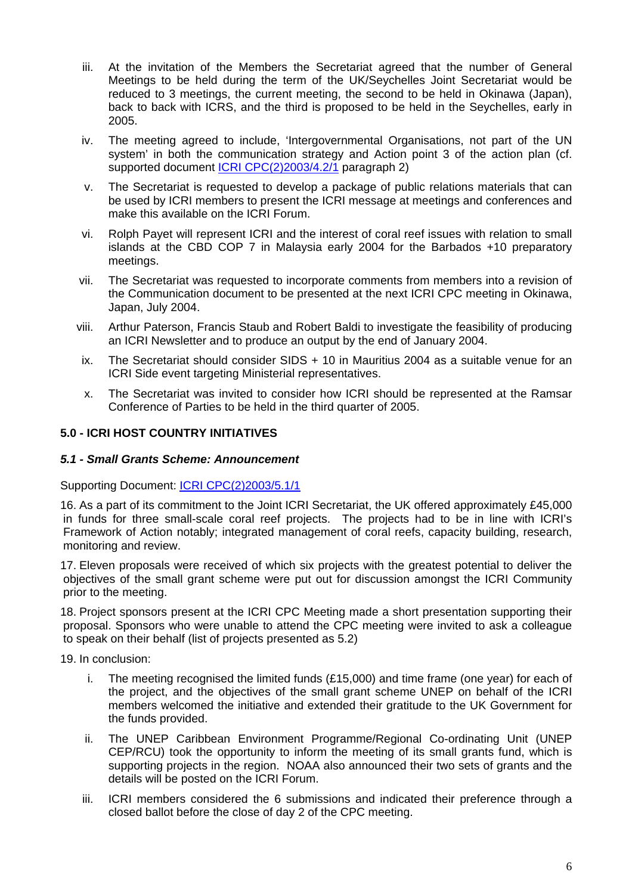iii. At the invitation of the Members the Secretariat agreed that the number of General Meetings to be held during the term of the UK/Seychelles Joint Secretariat would be reduced to 3 meetings, the current meeting, the second to be held in Okinawa (Japan), back to back with ICRS, and the third is proposed to be held in the Seychelles, early in 2005.

iv. The meeting agreed to include, 'Intergovernmental Organisations, not part of the UN system' in both the communication strategy and Action point 3 of the action plan (cf. supported document ICRI CPC(2)2003/4.2/1 paragraph 2)

v. The Secretariat is requested to develop a package of public relations materials that can be used by ICRI members to present the ICRI message at meetings and conferences and make this available on the ICRI Forum.

vi. Rolph Payet will represent ICRI and the interest of coral reef issues with relation to small islands at the CBD COP 7 in Malaysia early 2004 for the Barbados +10 preparatory meetings.

vii. The Secretariat was requested to incorporate comments from members into a revision of the Communication document to be presented at the next ICRI CPC meeting in Okinawa, Japan, July 2004.

viii. Arthur Paterson, Francis Staub and Robert Baldi to investigate the feasibility of producing an ICRI Newsletter and to produce an output by the end of January 2004.

ix. The Secretariat should consider SIDS + 10 in Mauritius 2004 as a suitable venue for an ICRI Side event targeting Ministerial representatives.

x. The Secretariat was invited to consider how ICRI should be represented at the Ramsar Conference of Parties to be held in the third quarter of 2005.

## 5.0 - ICRI HOST COUNTRY INITIATIVES

### *5.1 - Small Grants Scheme: Announcement*

Supporting Document: ICRI CPC(2)2003/5.1/1

16. As a part of its commitment to the Joint ICRI Secretariat, the UK offered approximately £45,000 in funds for three small-scale coral reef projects. The projects had to be in line with ICRI's Framework of Action notably; integrated management of coral reefs, capacity building, research, monitoring and review.

17. Eleven proposals were received of which six projects with the greatest potential to deliver the objectives of the small grant scheme were put out for discussion amongst the ICRI Community prior to the meeting.

18. Project sponsors present at the ICRI CPC Meeting made a short presentation supporting their proposal. Sponsors who were unable to attend the CPC meeting were invited to ask a colleague to speak on their behalf (list of projects presented as 5.2)

19. In conclusion:

i. The meeting recognised the limited funds (£15,000) and time frame (one year) for each of the project, and the objectives of the small grant scheme UNEP on behalf of the ICRI members welcomed the initiative and extended their gratitude to the UK Government for the funds provided.

ii. The UNEP Caribbean Environment Programme/Regional Co-ordinating Unit (UNEP CEP/RCU) took the opportunity to inform the meeting of its small grants fund, which is supporting projects in the region. NOAA also announced their two sets of grants and the details will be posted on the ICRI Forum.

iii. ICRI members considered the 6 submissions and indicated their preference through a closed ballot before the close of day 2 of the CPC meeting.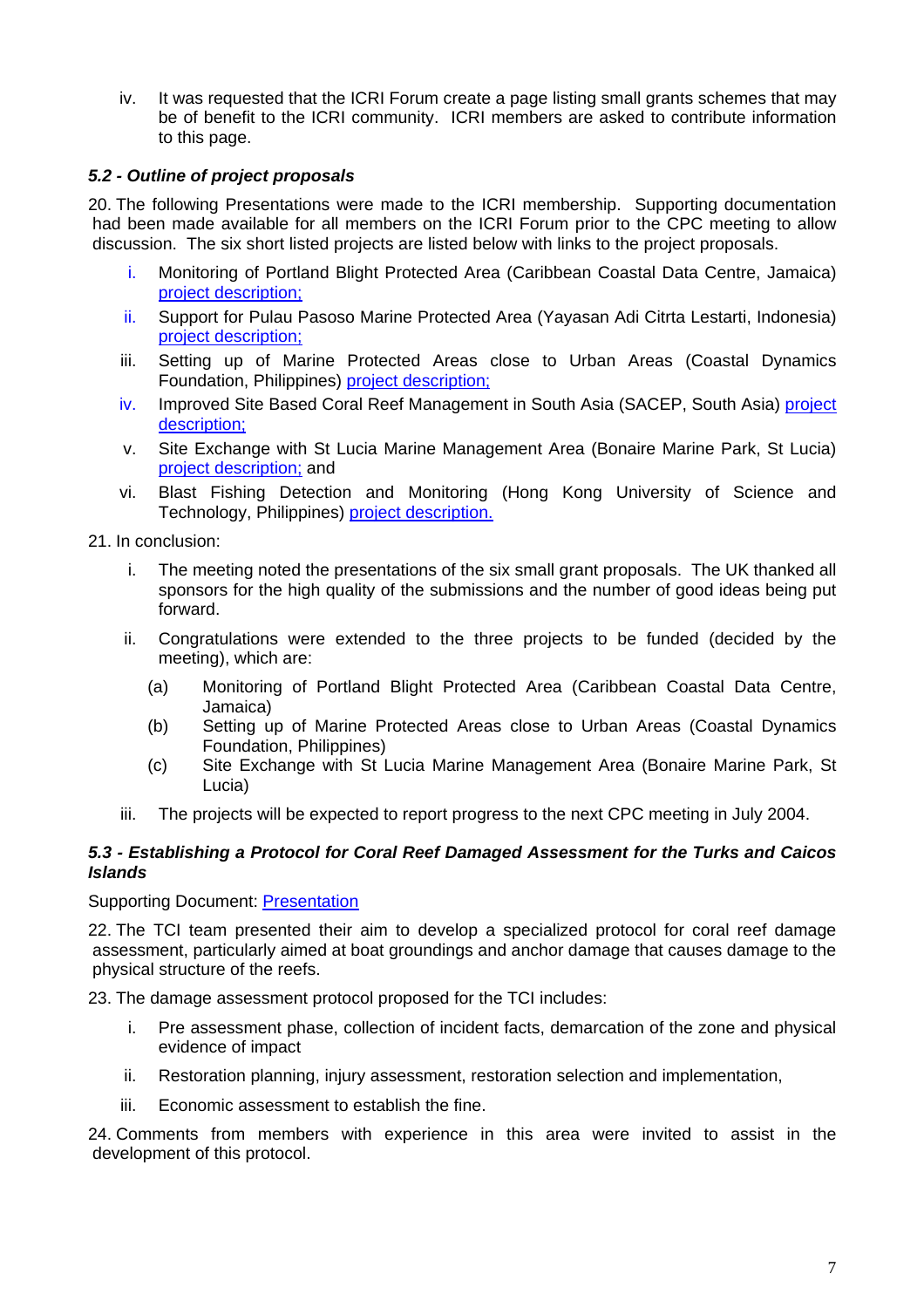iv. It was requested that the ICRI Forum create a page listing small grants schemes that may be of benefit to the ICRI community. ICRI members are asked to contribute information to this page.

### *5.2 - Outline of project proposals*

20. The following Presentations were made to the ICRI membership. Supporting documentation had been made available for all members on the ICRI Forum prior to the CPC meeting to allow discussion. The six short listed projects are listed below with links to the project proposals.

i. Monitoring of Portland Blight Protected Area (Caribbean Coastal Data Centre, Jamaica) project description;

ii. Support for Pulau Pasoso Marine Protected Area (Yayasan Adi Citrta Lestarti, Indonesia) project description;

iii. Setting up of Marine Protected Areas close to Urban Areas (Coastal Dynamics Foundation, Philippines) project description;

iv. Improved Site Based Coral Reef Management in South Asia (SACEP, South Asia) project description;

v. Site Exchange with St Lucia Marine Management Area (Bonaire Marine Park, St Lucia) project description; and

vi. Blast Fishing Detection and Monitoring (Hong Kong University of Science and Technology, Philippines) project description.

21. In conclusion:

i. The meeting noted the presentations of the six small grant proposals. The UK thanked all sponsors for the high quality of the submissions and the number of good ideas being put forward.

ii. Congratulations were extended to the three projects to be funded (decided by the meeting), which are:

(a) Monitoring of Portland Blight Protected Area (Caribbean Coastal Data Centre, Jamaica)

(b) Setting up of Marine Protected Areas close to Urban Areas (Coastal Dynamics Foundation, Philippines)

(c) Site Exchange with St Lucia Marine Management Area (Bonaire Marine Park, St Lucia)

iii. The projects will be expected to report progress to the next CPC meeting in July 2004.

### *5.3 - Establishing a Protocol for Coral Reef Damaged Assessment for the Turks and Caicos Islands*

Supporting Document: Presentation

22. The TCI team presented their aim to develop a specialized protocol for coral reef damage assessment, particularly aimed at boat groundings and anchor damage that causes damage to the physical structure of the reefs.

23. The damage assessment protocol proposed for the TCI includes:

i. Pre assessment phase, collection of incident facts, demarcation of the zone and physical evidence of impact

ii. Restoration planning, injury assessment, restoration selection and implementation,

iii. Economic assessment to establish the fine.

24. Comments from members with experience in this area were invited to assist in the development of this protocol.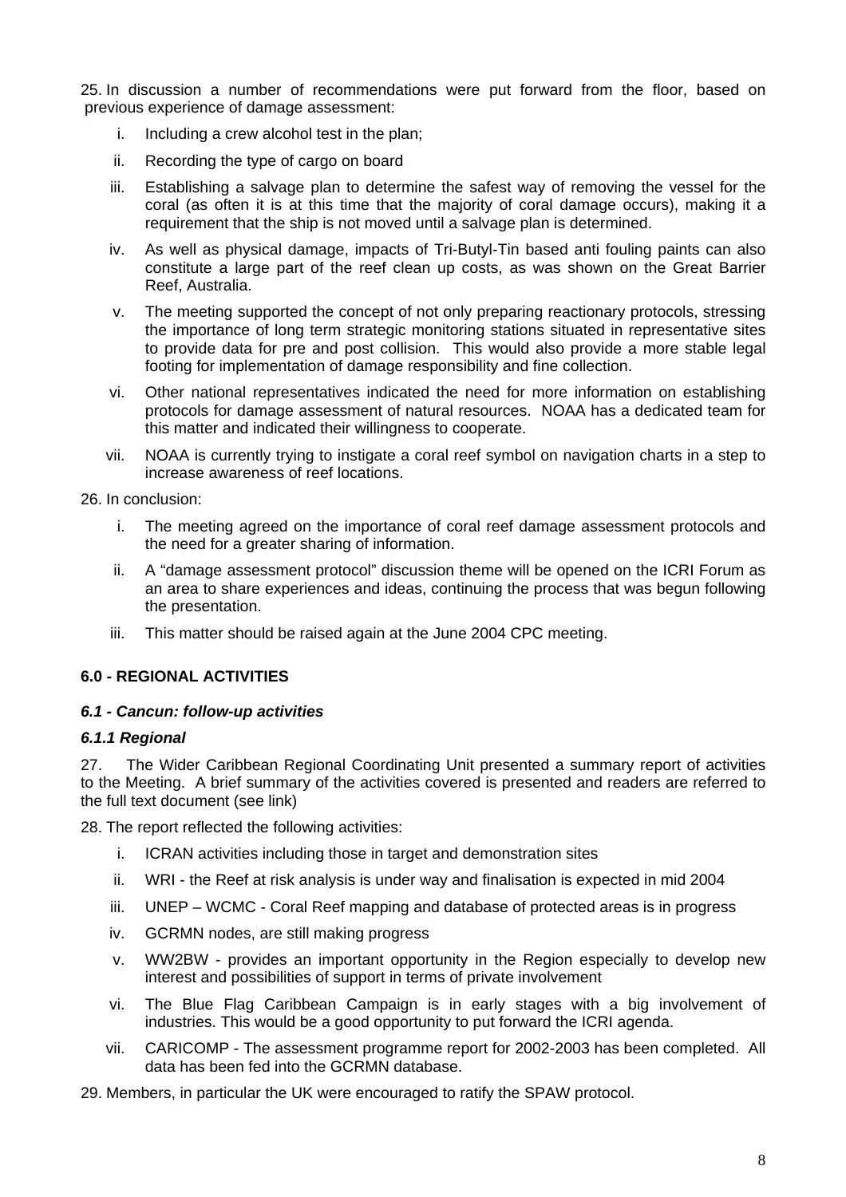25. In discussion a number of recommendations were put forward from the floor, based on previous experience of damage assessment:

   i. Including a crew alcohol test in the plan;

   ii. Recording the type of cargo on board

   iii. Establishing a salvage plan to determine the safest way of removing the vessel for the coral (as often it is at this time that the majority of coral damage occurs), making it a requirement that the ship is not moved until a salvage plan is determined.

   iv. As well as physical damage, impacts of Tri-Butyl-Tin based anti fouling paints can also constitute a large part of the reef clean up costs, as was shown on the Great Barrier Reef, Australia.

   v. The meeting supported the concept of not only preparing reactionary protocols, stressing the importance of long term strategic monitoring stations situated in representative sites to provide data for pre and post collision. This would also provide a more stable legal footing for implementation of damage responsibility and fine collection.

   vi. Other national representatives indicated the need for more information on establishing protocols for damage assessment of natural resources. NOAA has a dedicated team for this matter and indicated their willingness to cooperate.

   vii. NOAA is currently trying to instigate a coral reef symbol on navigation charts in a step to increase awareness of reef locations.

26. In conclusion:

   i. The meeting agreed on the importance of coral reef damage assessment protocols and the need for a greater sharing of information.

   ii. A "damage assessment protocol" discussion theme will be opened on the ICRI Forum as an area to share experiences and ideas, continuing the process that was begun following the presentation.

   iii. This matter should be raised again at the June 2004 CPC meeting.

## 6.0 - REGIONAL ACTIVITIES

### *6.1 - Cancun: follow-up activities*

#### *6.1.1 Regional*

27. The Wider Caribbean Regional Coordinating Unit presented a summary report of activities to the Meeting. A brief summary of the activities covered is presented and readers are referred to the full text document (see link)

28. The report reflected the following activities:

   i. ICRAN activities including those in target and demonstration sites

   ii. WRI - the Reef at risk analysis is under way and finalisation is expected in mid 2004

   iii. UNEP – WCMC - Coral Reef mapping and database of protected areas is in progress

   iv. GCRMN nodes, are still making progress

   v. WW2BW - provides an important opportunity in the Region especially to develop new interest and possibilities of support in terms of private involvement

   vi. The Blue Flag Caribbean Campaign is in early stages with a big involvement of industries. This would be a good opportunity to put forward the ICRI agenda.

   vii. CARICOMP - The assessment programme report for 2002-2003 has been completed. All data has been fed into the GCRMN database.

29. Members, in particular the UK were encouraged to ratify the SPAW protocol.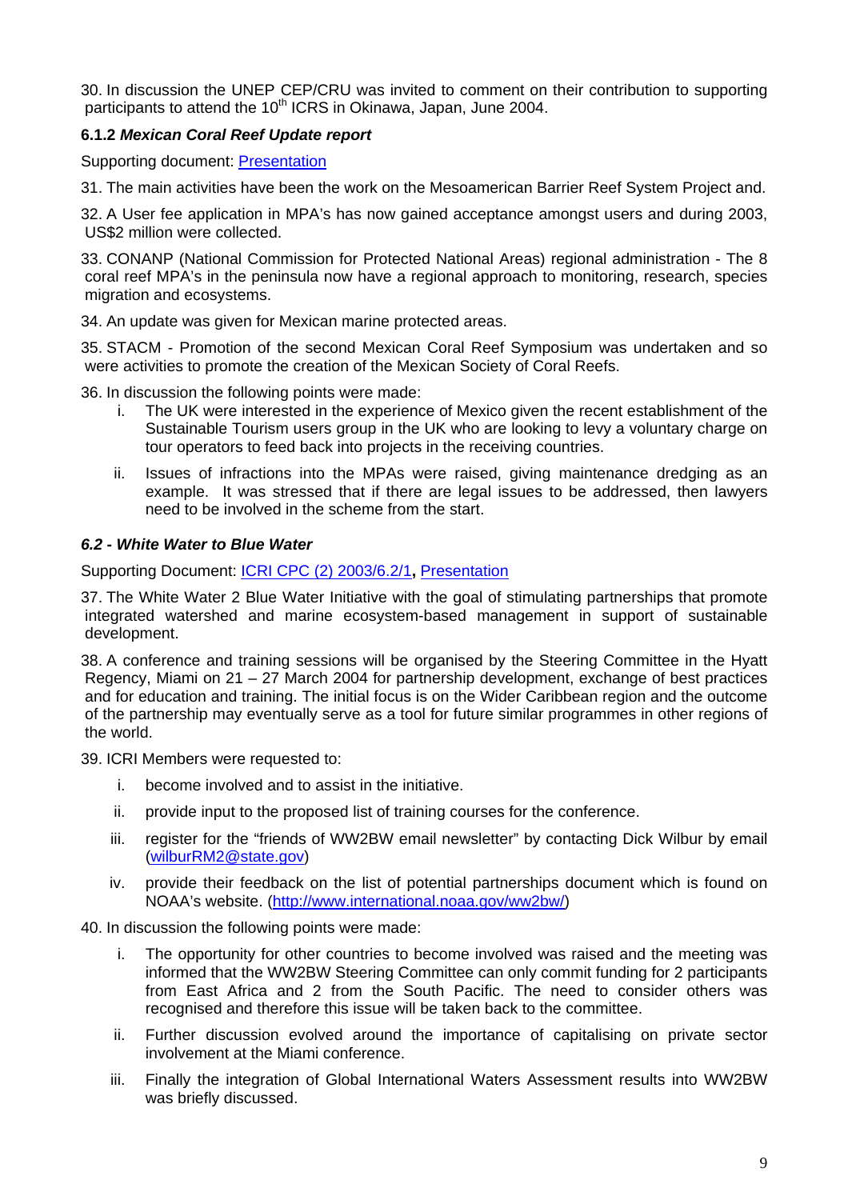30. In discussion the UNEP CEP/CRU was invited to comment on their contribution to supporting participants to attend the 10th ICRS in Okinawa, Japan, June 2004.

#### 6.1.2 *Mexican Coral Reef Update report*

Supporting document: [Presentation]()

31. The main activities have been the work on the Mesoamerican Barrier Reef System Project and.

32. A User fee application in MPA's has now gained acceptance amongst users and during 2003, US$2 million were collected.

33. CONANP (National Commission for Protected National Areas) regional administration - The 8 coral reef MPA's in the peninsula now have a regional approach to monitoring, research, species migration and ecosystems.

34. An update was given for Mexican marine protected areas.

35. STACM - Promotion of the second Mexican Coral Reef Symposium was undertaken and so were activities to promote the creation of the Mexican Society of Coral Reefs.

36. In discussion the following points were made:

   i. The UK were interested in the experience of Mexico given the recent establishment of the Sustainable Tourism users group in the UK who are looking to levy a voluntary charge on tour operators to feed back into projects in the receiving countries.

   ii. Issues of infractions into the MPAs were raised, giving maintenance dredging as an example. It was stressed that if there are legal issues to be addressed, then lawyers need to be involved in the scheme from the start.

### *6.2 - White Water to Blue Water*

Supporting Document: [ICRI CPC (2) 2003/6.2/1](), [Presentation]()

37. The White Water 2 Blue Water Initiative with the goal of stimulating partnerships that promote integrated watershed and marine ecosystem-based management in support of sustainable development.

38. A conference and training sessions will be organised by the Steering Committee in the Hyatt Regency, Miami on 21 – 27 March 2004 for partnership development, exchange of best practices and for education and training. The initial focus is on the Wider Caribbean region and the outcome of the partnership may eventually serve as a tool for future similar programmes in other regions of the world.

39. ICRI Members were requested to:

   i. become involved and to assist in the initiative.

   ii. provide input to the proposed list of training courses for the conference.

   iii. register for the "friends of WW2BW email newsletter" by contacting Dick Wilbur by email (wilburRM2@state.gov)

   iv. provide their feedback on the list of potential partnerships document which is found on NOAA's website. (http://www.international.noaa.gov/ww2bw/)

40. In discussion the following points were made:

   i. The opportunity for other countries to become involved was raised and the meeting was informed that the WW2BW Steering Committee can only commit funding for 2 participants from East Africa and 2 from the South Pacific. The need to consider others was recognised and therefore this issue will be taken back to the committee.

   ii. Further discussion evolved around the importance of capitalising on private sector involvement at the Miami conference.

   iii. Finally the integration of Global International Waters Assessment results into WW2BW was briefly discussed.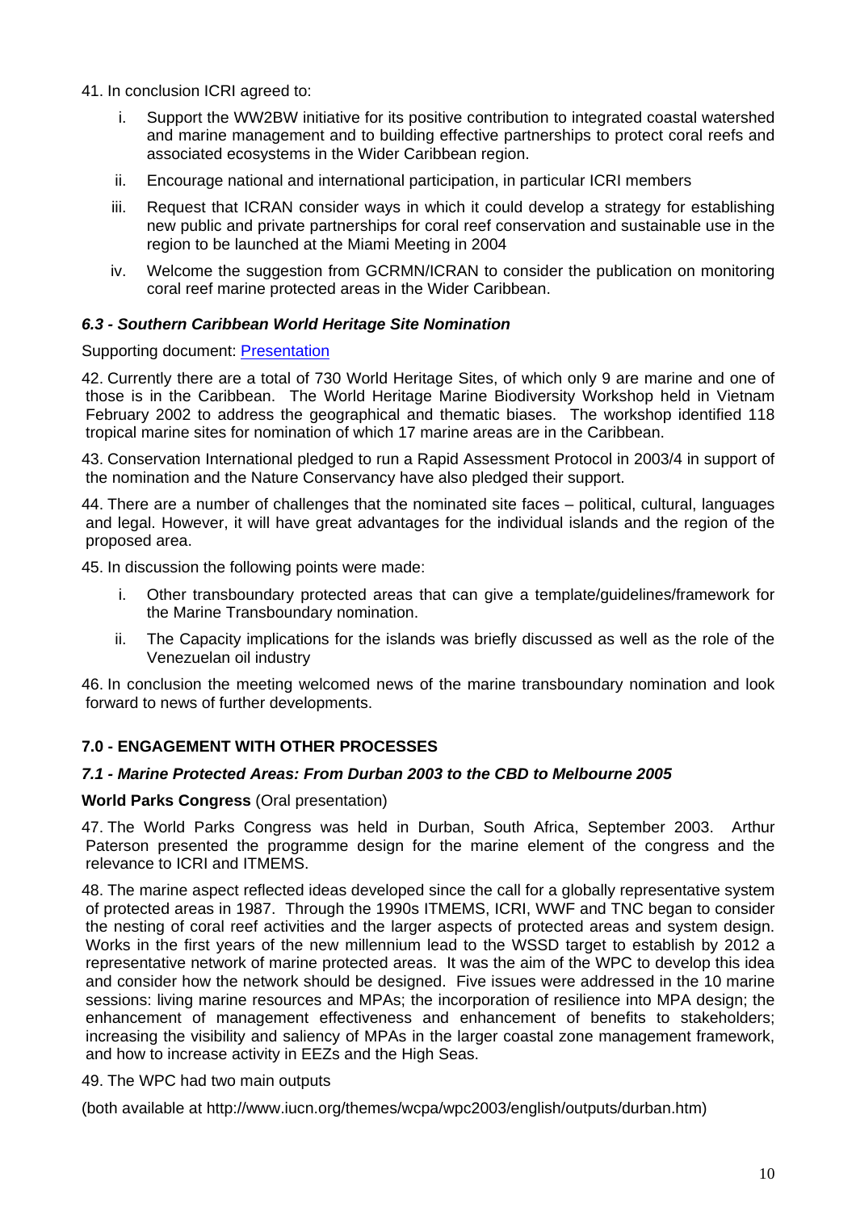41. In conclusion ICRI agreed to:

i. Support the WW2BW initiative for its positive contribution to integrated coastal watershed and marine management and to building effective partnerships to protect coral reefs and associated ecosystems in the Wider Caribbean region.

ii. Encourage national and international participation, in particular ICRI members

iii. Request that ICRAN consider ways in which it could develop a strategy for establishing new public and private partnerships for coral reef conservation and sustainable use in the region to be launched at the Miami Meeting in 2004

iv. Welcome the suggestion from GCRMN/ICRAN to consider the publication on monitoring coral reef marine protected areas in the Wider Caribbean.

### *6.3 - Southern Caribbean World Heritage Site Nomination*

Supporting document: Presentation

42. Currently there are a total of 730 World Heritage Sites, of which only 9 are marine and one of those is in the Caribbean. The World Heritage Marine Biodiversity Workshop held in Vietnam February 2002 to address the geographical and thematic biases. The workshop identified 118 tropical marine sites for nomination of which 17 marine areas are in the Caribbean.

43. Conservation International pledged to run a Rapid Assessment Protocol in 2003/4 in support of the nomination and the Nature Conservancy have also pledged their support.

44. There are a number of challenges that the nominated site faces – political, cultural, languages and legal. However, it will have great advantages for the individual islands and the region of the proposed area.

45. In discussion the following points were made:

i. Other transboundary protected areas that can give a template/guidelines/framework for the Marine Transboundary nomination.

ii. The Capacity implications for the islands was briefly discussed as well as the role of the Venezuelan oil industry

46. In conclusion the meeting welcomed news of the marine transboundary nomination and look forward to news of further developments.

## 7.0 - ENGAGEMENT WITH OTHER PROCESSES

### *7.1 - Marine Protected Areas: From Durban 2003 to the CBD to Melbourne 2005*

**World Parks Congress** (Oral presentation)

47. The World Parks Congress was held in Durban, South Africa, September 2003. Arthur Paterson presented the programme design for the marine element of the congress and the relevance to ICRI and ITMEMS.

48. The marine aspect reflected ideas developed since the call for a globally representative system of protected areas in 1987. Through the 1990s ITMEMS, ICRI, WWF and TNC began to consider the nesting of coral reef activities and the larger aspects of protected areas and system design. Works in the first years of the new millennium lead to the WSSD target to establish by 2012 a representative network of marine protected areas. It was the aim of the WPC to develop this idea and consider how the network should be designed. Five issues were addressed in the 10 marine sessions: living marine resources and MPAs; the incorporation of resilience into MPA design; the enhancement of management effectiveness and enhancement of benefits to stakeholders; increasing the visibility and saliency of MPAs in the larger coastal zone management framework, and how to increase activity in EEZs and the High Seas.

49. The WPC had two main outputs

(both available at http://www.iucn.org/themes/wcpa/wpc2003/english/outputs/durban.htm)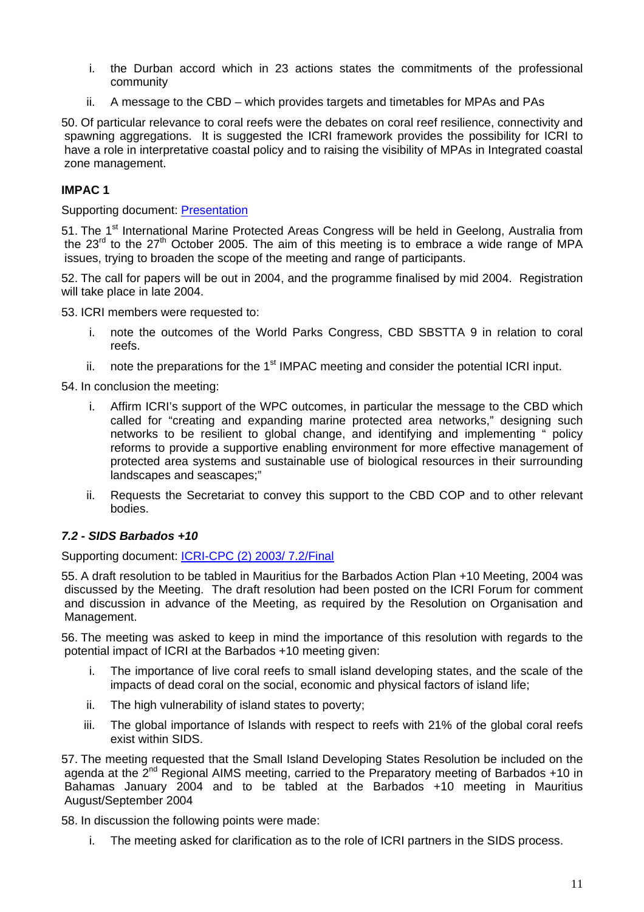i. the Durban accord which in 23 actions states the commitments of the professional community

ii. A message to the CBD – which provides targets and timetables for MPAs and PAs

50. Of particular relevance to coral reefs were the debates on coral reef resilience, connectivity and spawning aggregations. It is suggested the ICRI framework provides the possibility for ICRI to have a role in interpretative coastal policy and to raising the visibility of MPAs in Integrated coastal zone management.

**IMPAC 1**

Supporting document: [Presentation]

51. The 1st International Marine Protected Areas Congress will be held in Geelong, Australia from the 23rd to the 27th October 2005. The aim of this meeting is to embrace a wide range of MPA issues, trying to broaden the scope of the meeting and range of participants.

52. The call for papers will be out in 2004, and the programme finalised by mid 2004. Registration will take place in late 2004.

53. ICRI members were requested to:

i. note the outcomes of the World Parks Congress, CBD SBSTTA 9 in relation to coral reefs.

ii. note the preparations for the 1st IMPAC meeting and consider the potential ICRI input.

54. In conclusion the meeting:

i. Affirm ICRI's support of the WPC outcomes, in particular the message to the CBD which called for "creating and expanding marine protected area networks," designing such networks to be resilient to global change, and identifying and implementing " policy reforms to provide a supportive enabling environment for more effective management of protected area systems and sustainable use of biological resources in their surrounding landscapes and seascapes;"

ii. Requests the Secretariat to convey this support to the CBD COP and to other relevant bodies.

### *7.2 - SIDS Barbados +10*

Supporting document: [ICRI-CPC (2) 2003/ 7.2/Final]

55. A draft resolution to be tabled in Mauritius for the Barbados Action Plan +10 Meeting, 2004 was discussed by the Meeting. The draft resolution had been posted on the ICRI Forum for comment and discussion in advance of the Meeting, as required by the Resolution on Organisation and Management.

56. The meeting was asked to keep in mind the importance of this resolution with regards to the potential impact of ICRI at the Barbados +10 meeting given:

i. The importance of live coral reefs to small island developing states, and the scale of the impacts of dead coral on the social, economic and physical factors of island life;

ii. The high vulnerability of island states to poverty;

iii. The global importance of Islands with respect to reefs with 21% of the global coral reefs exist within SIDS.

57. The meeting requested that the Small Island Developing States Resolution be included on the agenda at the 2nd Regional AIMS meeting, carried to the Preparatory meeting of Barbados +10 in Bahamas January 2004 and to be tabled at the Barbados +10 meeting in Mauritius August/September 2004

58. In discussion the following points were made:

i. The meeting asked for clarification as to the role of ICRI partners in the SIDS process.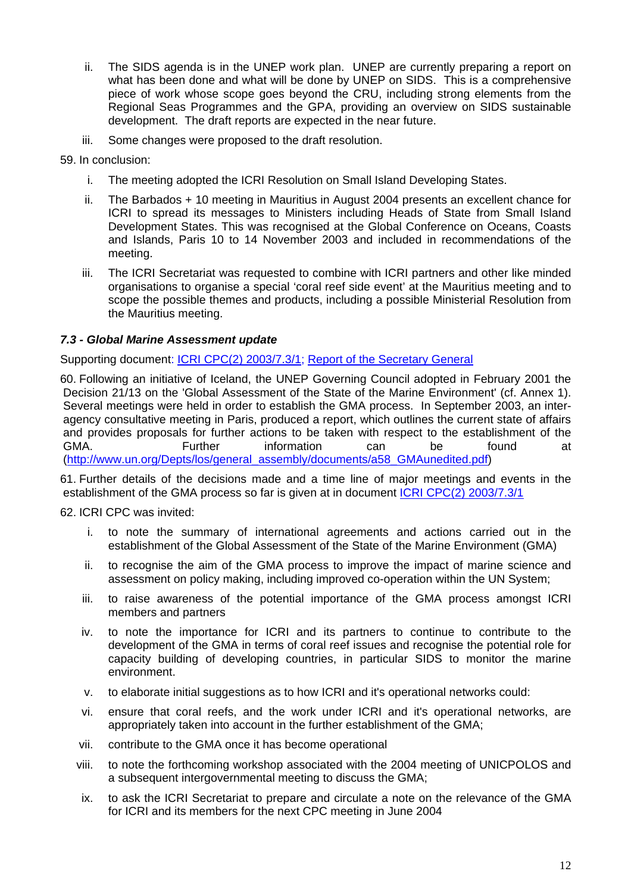ii. The SIDS agenda is in the UNEP work plan. UNEP are currently preparing a report on what has been done and what will be done by UNEP on SIDS. This is a comprehensive piece of work whose scope goes beyond the CRU, including strong elements from the Regional Seas Programmes and the GPA, providing an overview on SIDS sustainable development. The draft reports are expected in the near future.

iii. Some changes were proposed to the draft resolution.

59. In conclusion:

i. The meeting adopted the ICRI Resolution on Small Island Developing States.

ii. The Barbados + 10 meeting in Mauritius in August 2004 presents an excellent chance for ICRI to spread its messages to Ministers including Heads of State from Small Island Development States. This was recognised at the Global Conference on Oceans, Coasts and Islands, Paris 10 to 14 November 2003 and included in recommendations of the meeting.

iii. The ICRI Secretariat was requested to combine with ICRI partners and other like minded organisations to organise a special 'coral reef side event' at the Mauritius meeting and to scope the possible themes and products, including a possible Ministerial Resolution from the Mauritius meeting.

### *7.3 - Global Marine Assessment update*

Supporting document: ICRI CPC(2) 2003/7.3/1; Report of the Secretary General

60. Following an initiative of Iceland, the UNEP Governing Council adopted in February 2001 the Decision 21/13 on the 'Global Assessment of the State of the Marine Environment' (cf. Annex 1). Several meetings were held in order to establish the GMA process. In September 2003, an inter-agency consultative meeting in Paris, produced a report, which outlines the current state of affairs and provides proposals for further actions to be taken with respect to the establishment of the GMA. Further information can be found at (http://www.un.org/Depts/los/general_assembly/documents/a58_GMAunedited.pdf)

61. Further details of the decisions made and a time line of major meetings and events in the establishment of the GMA process so far is given at in document ICRI CPC(2) 2003/7.3/1

62. ICRI CPC was invited:

i. to note the summary of international agreements and actions carried out in the establishment of the Global Assessment of the State of the Marine Environment (GMA)

ii. to recognise the aim of the GMA process to improve the impact of marine science and assessment on policy making, including improved co-operation within the UN System;

iii. to raise awareness of the potential importance of the GMA process amongst ICRI members and partners

iv. to note the importance for ICRI and its partners to continue to contribute to the development of the GMA in terms of coral reef issues and recognise the potential role for capacity building of developing countries, in particular SIDS to monitor the marine environment.

v. to elaborate initial suggestions as to how ICRI and it's operational networks could:

vi. ensure that coral reefs, and the work under ICRI and it's operational networks, are appropriately taken into account in the further establishment of the GMA;

vii. contribute to the GMA once it has become operational

viii. to note the forthcoming workshop associated with the 2004 meeting of UNICPOLOS and a subsequent intergovernmental meeting to discuss the GMA;

ix. to ask the ICRI Secretariat to prepare and circulate a note on the relevance of the GMA for ICRI and its members for the next CPC meeting in June 2004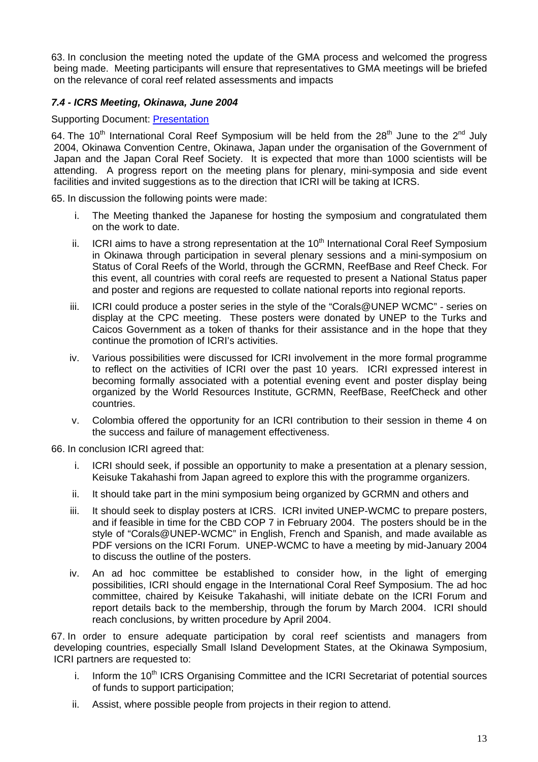63. In conclusion the meeting noted the update of the GMA process and welcomed the progress being made. Meeting participants will ensure that representatives to GMA meetings will be briefed on the relevance of coral reef related assessments and impacts

### *7.4 - ICRS Meeting, Okinawa, June 2004*

Supporting Document: Presentation

64. The 10th International Coral Reef Symposium will be held from the 28th June to the 2nd July 2004, Okinawa Convention Centre, Okinawa, Japan under the organisation of the Government of Japan and the Japan Coral Reef Society. It is expected that more than 1000 scientists will be attending. A progress report on the meeting plans for plenary, mini-symposia and side event facilities and invited suggestions as to the direction that ICRI will be taking at ICRS.

65. In discussion the following points were made:

i. The Meeting thanked the Japanese for hosting the symposium and congratulated them on the work to date.

ii. ICRI aims to have a strong representation at the 10th International Coral Reef Symposium in Okinawa through participation in several plenary sessions and a mini-symposium on Status of Coral Reefs of the World, through the GCRMN, ReefBase and Reef Check. For this event, all countries with coral reefs are requested to present a National Status paper and poster and regions are requested to collate national reports into regional reports.

iii. ICRI could produce a poster series in the style of the "Corals@UNEP WCMC" - series on display at the CPC meeting. These posters were donated by UNEP to the Turks and Caicos Government as a token of thanks for their assistance and in the hope that they continue the promotion of ICRI's activities.

iv. Various possibilities were discussed for ICRI involvement in the more formal programme to reflect on the activities of ICRI over the past 10 years. ICRI expressed interest in becoming formally associated with a potential evening event and poster display being organized by the World Resources Institute, GCRMN, ReefBase, ReefCheck and other countries.

v. Colombia offered the opportunity for an ICRI contribution to their session in theme 4 on the success and failure of management effectiveness.

66. In conclusion ICRI agreed that:

i. ICRI should seek, if possible an opportunity to make a presentation at a plenary session, Keisuke Takahashi from Japan agreed to explore this with the programme organizers.

ii. It should take part in the mini symposium being organized by GCRMN and others and

iii. It should seek to display posters at ICRS. ICRI invited UNEP-WCMC to prepare posters, and if feasible in time for the CBD COP 7 in February 2004. The posters should be in the style of "Corals@UNEP-WCMC" in English, French and Spanish, and made available as PDF versions on the ICRI Forum. UNEP-WCMC to have a meeting by mid-January 2004 to discuss the outline of the posters.

iv. An ad hoc committee be established to consider how, in the light of emerging possibilities, ICRI should engage in the International Coral Reef Symposium. The ad hoc committee, chaired by Keisuke Takahashi, will initiate debate on the ICRI Forum and report details back to the membership, through the forum by March 2004. ICRI should reach conclusions, by written procedure by April 2004.

67. In order to ensure adequate participation by coral reef scientists and managers from developing countries, especially Small Island Development States, at the Okinawa Symposium, ICRI partners are requested to:

i. Inform the 10th ICRS Organising Committee and the ICRI Secretariat of potential sources of funds to support participation;

ii. Assist, where possible people from projects in their region to attend.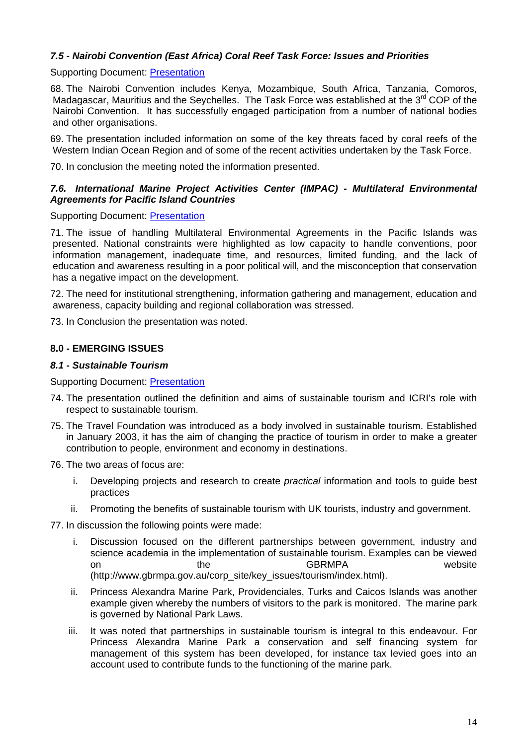### *7.5 - Nairobi Convention (East Africa) Coral Reef Task Force: Issues and Priorities*

Supporting Document: Presentation

68. The Nairobi Convention includes Kenya, Mozambique, South Africa, Tanzania, Comoros, Madagascar, Mauritius and the Seychelles. The Task Force was established at the 3rd COP of the Nairobi Convention. It has successfully engaged participation from a number of national bodies and other organisations.

69. The presentation included information on some of the key threats faced by coral reefs of the Western Indian Ocean Region and of some of the recent activities undertaken by the Task Force.

70. In conclusion the meeting noted the information presented.

### *7.6. International Marine Project Activities Center (IMPAC) - Multilateral Environmental Agreements for Pacific Island Countries*

Supporting Document: Presentation

71. The issue of handling Multilateral Environmental Agreements in the Pacific Islands was presented. National constraints were highlighted as low capacity to handle conventions, poor information management, inadequate time, and resources, limited funding, and the lack of education and awareness resulting in a poor political will, and the misconception that conservation has a negative impact on the development.

72. The need for institutional strengthening, information gathering and management, education and awareness, capacity building and regional collaboration was stressed.

73. In Conclusion the presentation was noted.

## 8.0 - EMERGING ISSUES

### *8.1 - Sustainable Tourism*

Supporting Document: Presentation

74. The presentation outlined the definition and aims of sustainable tourism and ICRI's role with respect to sustainable tourism.

75. The Travel Foundation was introduced as a body involved in sustainable tourism. Established in January 2003, it has the aim of changing the practice of tourism in order to make a greater contribution to people, environment and economy in destinations.

76. The two areas of focus are:

    i. Developing projects and research to create *practical* information and tools to guide best practices

    ii. Promoting the benefits of sustainable tourism with UK tourists, industry and government.

77. In discussion the following points were made:

    i. Discussion focused on the different partnerships between government, industry and science academia in the implementation of sustainable tourism. Examples can be viewed on the GBRMPA website (http://www.gbrmpa.gov.au/corp_site/key_issues/tourism/index.html).

    ii. Princess Alexandra Marine Park, Providenciales, Turks and Caicos Islands was another example given whereby the numbers of visitors to the park is monitored. The marine park is governed by National Park Laws.

    iii. It was noted that partnerships in sustainable tourism is integral to this endeavour. For Princess Alexandra Marine Park a conservation and self financing system for management of this system has been developed, for instance tax levied goes into an account used to contribute funds to the functioning of the marine park.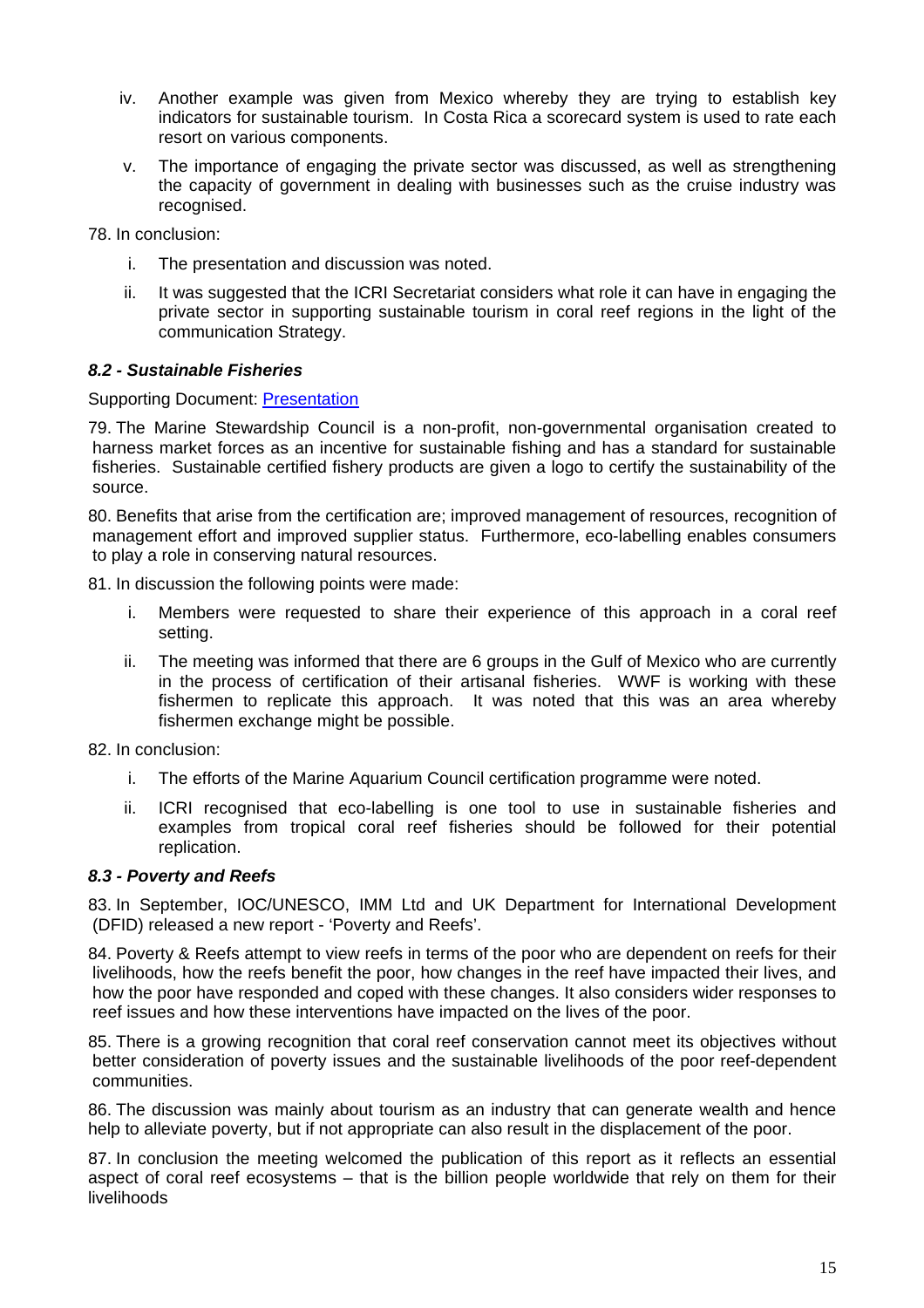iv. Another example was given from Mexico whereby they are trying to establish key indicators for sustainable tourism. In Costa Rica a scorecard system is used to rate each resort on various components.

v. The importance of engaging the private sector was discussed, as well as strengthening the capacity of government in dealing with businesses such as the cruise industry was recognised.

78. In conclusion:

i. The presentation and discussion was noted.

ii. It was suggested that the ICRI Secretariat considers what role it can have in engaging the private sector in supporting sustainable tourism in coral reef regions in the light of the communication Strategy.

### *8.2 - Sustainable Fisheries*

Supporting Document: Presentation

79. The Marine Stewardship Council is a non-profit, non-governmental organisation created to harness market forces as an incentive for sustainable fishing and has a standard for sustainable fisheries. Sustainable certified fishery products are given a logo to certify the sustainability of the source.

80. Benefits that arise from the certification are; improved management of resources, recognition of management effort and improved supplier status. Furthermore, eco-labelling enables consumers to play a role in conserving natural resources.

81. In discussion the following points were made:

i. Members were requested to share their experience of this approach in a coral reef setting.

ii. The meeting was informed that there are 6 groups in the Gulf of Mexico who are currently in the process of certification of their artisanal fisheries. WWF is working with these fishermen to replicate this approach. It was noted that this was an area whereby fishermen exchange might be possible.

82. In conclusion:

i. The efforts of the Marine Aquarium Council certification programme were noted.

ii. ICRI recognised that eco-labelling is one tool to use in sustainable fisheries and examples from tropical coral reef fisheries should be followed for their potential replication.

### *8.3 - Poverty and Reefs*

83. In September, IOC/UNESCO, IMM Ltd and UK Department for International Development (DFID) released a new report - 'Poverty and Reefs'.

84. Poverty & Reefs attempt to view reefs in terms of the poor who are dependent on reefs for their livelihoods, how the reefs benefit the poor, how changes in the reef have impacted their lives, and how the poor have responded and coped with these changes. It also considers wider responses to reef issues and how these interventions have impacted on the lives of the poor.

85. There is a growing recognition that coral reef conservation cannot meet its objectives without better consideration of poverty issues and the sustainable livelihoods of the poor reef-dependent communities.

86. The discussion was mainly about tourism as an industry that can generate wealth and hence help to alleviate poverty, but if not appropriate can also result in the displacement of the poor.

87. In conclusion the meeting welcomed the publication of this report as it reflects an essential aspect of coral reef ecosystems – that is the billion people worldwide that rely on them for their livelihoods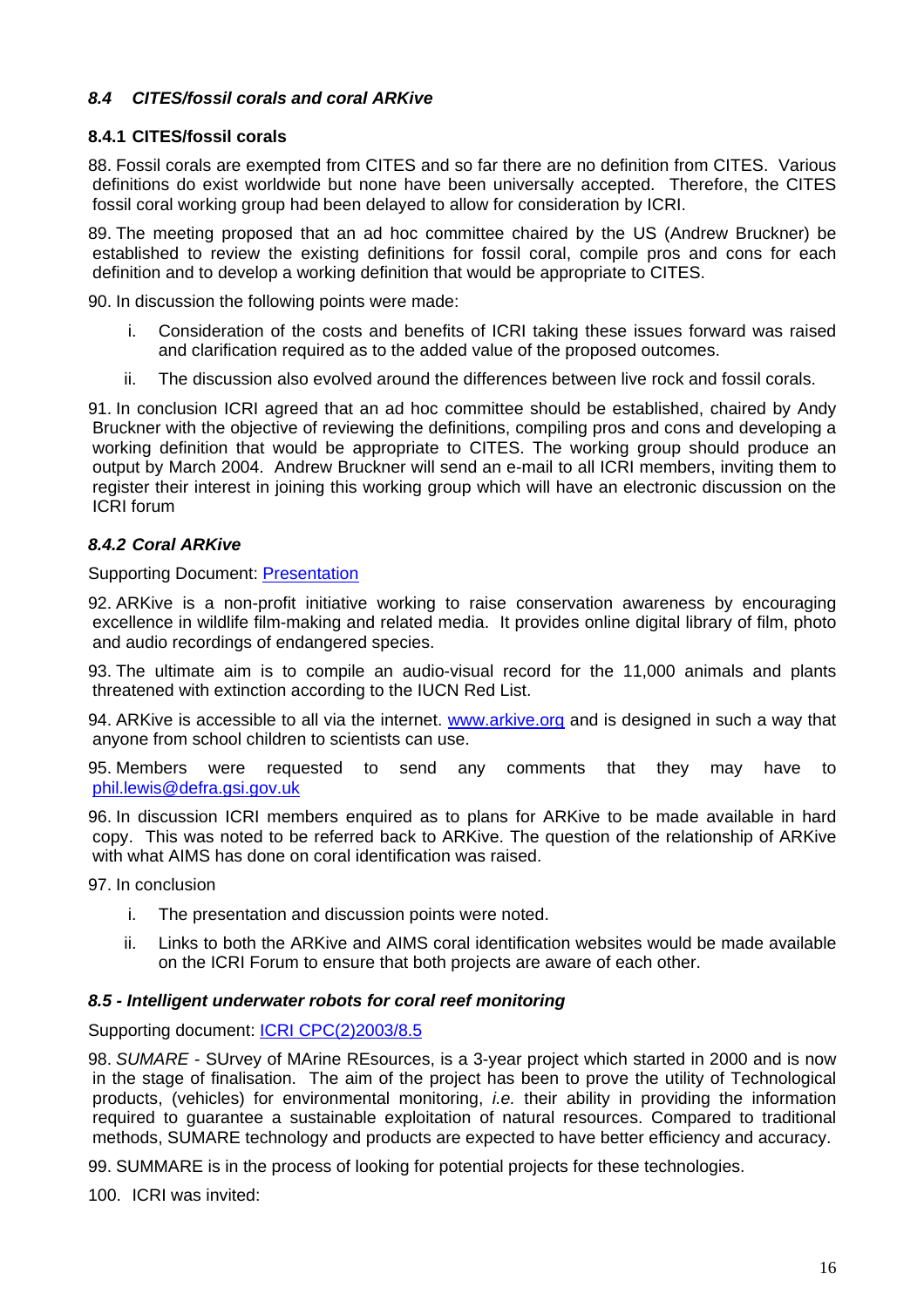### *8.4 CITES/fossil corals and coral ARKive*

#### 8.4.1 CITES/fossil corals

88. Fossil corals are exempted from CITES and so far there are no definition from CITES. Various definitions do exist worldwide but none have been universally accepted. Therefore, the CITES fossil coral working group had been delayed to allow for consideration by ICRI.

89. The meeting proposed that an ad hoc committee chaired by the US (Andrew Bruckner) be established to review the existing definitions for fossil coral, compile pros and cons for each definition and to develop a working definition that would be appropriate to CITES.

90. In discussion the following points were made:

   i. Consideration of the costs and benefits of ICRI taking these issues forward was raised and clarification required as to the added value of the proposed outcomes.

   ii. The discussion also evolved around the differences between live rock and fossil corals.

91. In conclusion ICRI agreed that an ad hoc committee should be established, chaired by Andy Bruckner with the objective of reviewing the definitions, compiling pros and cons and developing a working definition that would be appropriate to CITES. The working group should produce an output by March 2004. Andrew Bruckner will send an e-mail to all ICRI members, inviting them to register their interest in joining this working group which will have an electronic discussion on the ICRI forum

#### *8.4.2 Coral ARKive*

Supporting Document: Presentation

92. ARKive is a non-profit initiative working to raise conservation awareness by encouraging excellence in wildlife film-making and related media. It provides online digital library of film, photo and audio recordings of endangered species.

93. The ultimate aim is to compile an audio-visual record for the 11,000 animals and plants threatened with extinction according to the IUCN Red List.

94. ARKive is accessible to all via the internet. www.arkive.org and is designed in such a way that anyone from school children to scientists can use.

95. Members were requested to send any comments that they may have to phil.lewis@defra.gsi.gov.uk

96. In discussion ICRI members enquired as to plans for ARKive to be made available in hard copy. This was noted to be referred back to ARKive. The question of the relationship of ARKive with what AIMS has done on coral identification was raised.

97. In conclusion

   i. The presentation and discussion points were noted.

   ii. Links to both the ARKive and AIMS coral identification websites would be made available on the ICRI Forum to ensure that both projects are aware of each other.

### *8.5 - Intelligent underwater robots for coral reef monitoring*

Supporting document: ICRI CPC(2)2003/8.5

98. *SUMARE* - SUrvey of MArine REsources, is a 3-year project which started in 2000 and is now in the stage of finalisation. The aim of the project has been to prove the utility of Technological products, (vehicles) for environmental monitoring, *i.e.* their ability in providing the information required to guarantee a sustainable exploitation of natural resources. Compared to traditional methods, SUMARE technology and products are expected to have better efficiency and accuracy.

99. SUMMARE is in the process of looking for potential projects for these technologies.

100. ICRI was invited: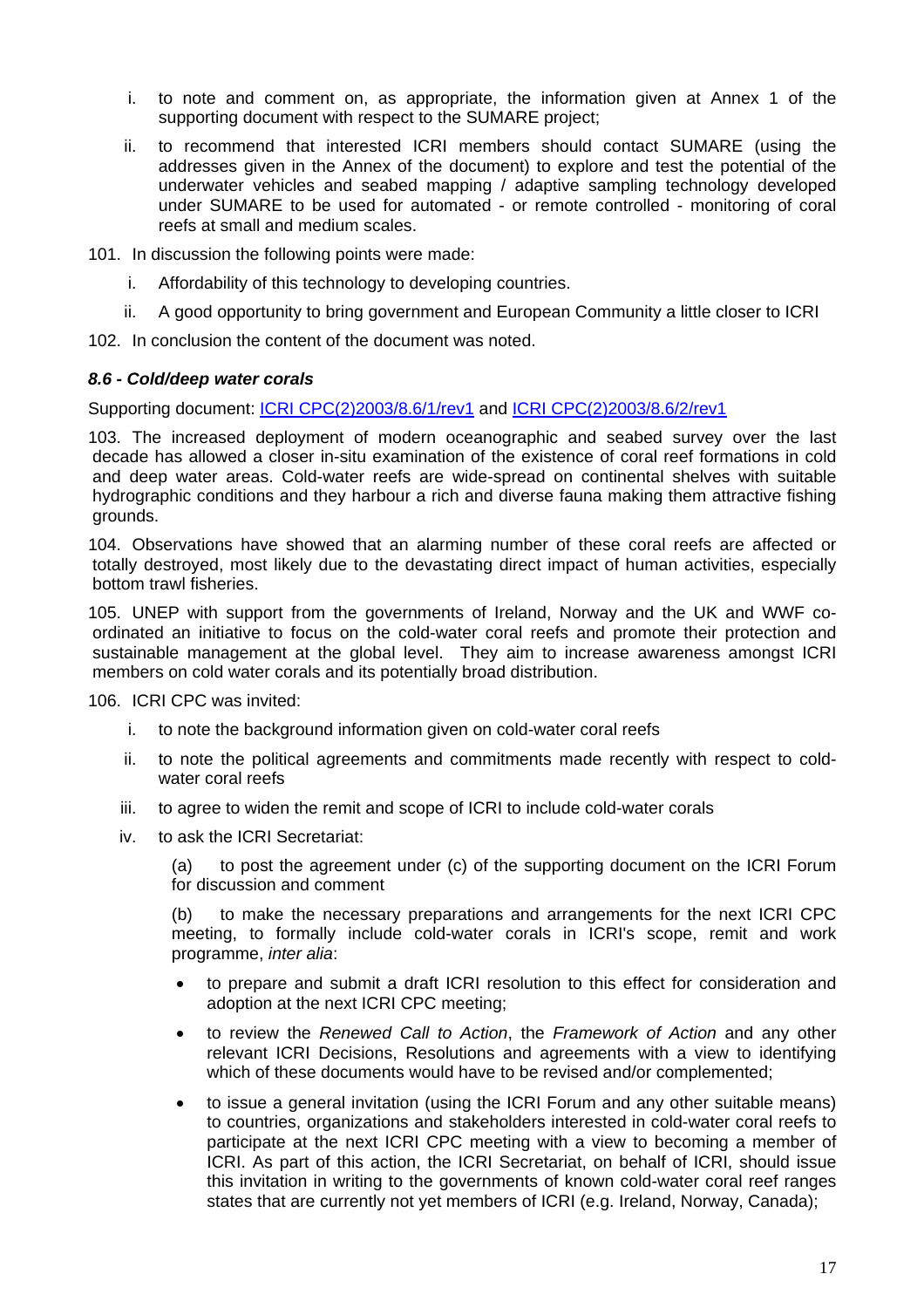i. to note and comment on, as appropriate, the information given at Annex 1 of the supporting document with respect to the SUMARE project;

ii. to recommend that interested ICRI members should contact SUMARE (using the addresses given in the Annex of the document) to explore and test the potential of the underwater vehicles and seabed mapping / adaptive sampling technology developed under SUMARE to be used for automated - or remote controlled - monitoring of coral reefs at small and medium scales.

101. In discussion the following points were made:

i. Affordability of this technology to developing countries.

ii. A good opportunity to bring government and European Community a little closer to ICRI

102. In conclusion the content of the document was noted.

#### *8.6 - Cold/deep water corals*

Supporting document: [ICRI CPC(2)2003/8.6/1/rev1]() and [ICRI CPC(2)2003/8.6/2/rev1]()

103. The increased deployment of modern oceanographic and seabed survey over the last decade has allowed a closer in-situ examination of the existence of coral reef formations in cold and deep water areas. Cold-water reefs are wide-spread on continental shelves with suitable hydrographic conditions and they harbour a rich and diverse fauna making them attractive fishing grounds.

104. Observations have showed that an alarming number of these coral reefs are affected or totally destroyed, most likely due to the devastating direct impact of human activities, especially bottom trawl fisheries.

105. UNEP with support from the governments of Ireland, Norway and the UK and WWF co-ordinated an initiative to focus on the cold-water coral reefs and promote their protection and sustainable management at the global level. They aim to increase awareness amongst ICRI members on cold water corals and its potentially broad distribution.

106. ICRI CPC was invited:

i. to note the background information given on cold-water coral reefs

ii. to note the political agreements and commitments made recently with respect to cold-water coral reefs

iii. to agree to widen the remit and scope of ICRI to include cold-water corals

iv. to ask the ICRI Secretariat:

(a) to post the agreement under (c) of the supporting document on the ICRI Forum for discussion and comment

(b) to make the necessary preparations and arrangements for the next ICRI CPC meeting, to formally include cold-water corals in ICRI's scope, remit and work programme, *inter alia*:

- to prepare and submit a draft ICRI resolution to this effect for consideration and adoption at the next ICRI CPC meeting;
- to review the *Renewed Call to Action*, the *Framework of Action* and any other relevant ICRI Decisions, Resolutions and agreements with a view to identifying which of these documents would have to be revised and/or complemented;
- to issue a general invitation (using the ICRI Forum and any other suitable means) to countries, organizations and stakeholders interested in cold-water coral reefs to participate at the next ICRI CPC meeting with a view to becoming a member of ICRI. As part of this action, the ICRI Secretariat, on behalf of ICRI, should issue this invitation in writing to the governments of known cold-water coral reef ranges states that are currently not yet members of ICRI (e.g. Ireland, Norway, Canada);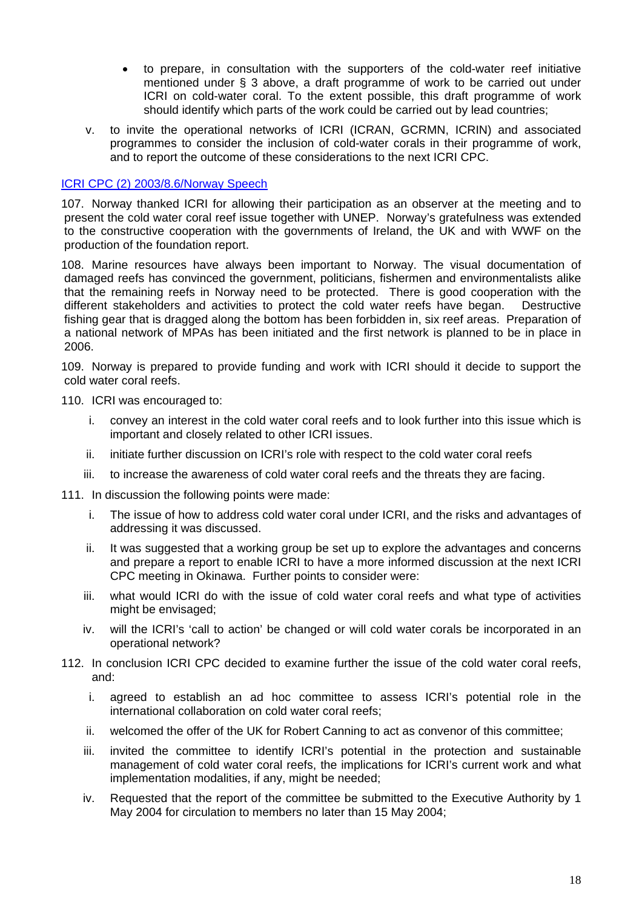- to prepare, in consultation with the supporters of the cold-water reef initiative mentioned under § 3 above, a draft programme of work to be carried out under ICRI on cold-water coral. To the extent possible, this draft programme of work should identify which parts of the work could be carried out by lead countries;

v. to invite the operational networks of ICRI (ICRAN, GCRMN, ICRIN) and associated programmes to consider the inclusion of cold-water corals in their programme of work, and to report the outcome of these considerations to the next ICRI CPC.

ICRI CPC (2) 2003/8.6/Norway Speech

107. Norway thanked ICRI for allowing their participation as an observer at the meeting and to present the cold water coral reef issue together with UNEP. Norway's gratefulness was extended to the constructive cooperation with the governments of Ireland, the UK and with WWF on the production of the foundation report.

108. Marine resources have always been important to Norway. The visual documentation of damaged reefs has convinced the government, politicians, fishermen and environmentalists alike that the remaining reefs in Norway need to be protected. There is good cooperation with the different stakeholders and activities to protect the cold water reefs have began. Destructive fishing gear that is dragged along the bottom has been forbidden in, six reef areas. Preparation of a national network of MPAs has been initiated and the first network is planned to be in place in 2006.

109. Norway is prepared to provide funding and work with ICRI should it decide to support the cold water coral reefs.

110. ICRI was encouraged to:

i. convey an interest in the cold water coral reefs and to look further into this issue which is important and closely related to other ICRI issues.

ii. initiate further discussion on ICRI's role with respect to the cold water coral reefs

iii. to increase the awareness of cold water coral reefs and the threats they are facing.

111. In discussion the following points were made:

i. The issue of how to address cold water coral under ICRI, and the risks and advantages of addressing it was discussed.

ii. It was suggested that a working group be set up to explore the advantages and concerns and prepare a report to enable ICRI to have a more informed discussion at the next ICRI CPC meeting in Okinawa. Further points to consider were:

iii. what would ICRI do with the issue of cold water coral reefs and what type of activities might be envisaged;

iv. will the ICRI's 'call to action' be changed or will cold water corals be incorporated in an operational network?

112. In conclusion ICRI CPC decided to examine further the issue of the cold water coral reefs, and:

i. agreed to establish an ad hoc committee to assess ICRI's potential role in the international collaboration on cold water coral reefs;

ii. welcomed the offer of the UK for Robert Canning to act as convenor of this committee;

iii. invited the committee to identify ICRI's potential in the protection and sustainable management of cold water coral reefs, the implications for ICRI's current work and what implementation modalities, if any, might be needed;

iv. Requested that the report of the committee be submitted to the Executive Authority by 1 May 2004 for circulation to members no later than 15 May 2004;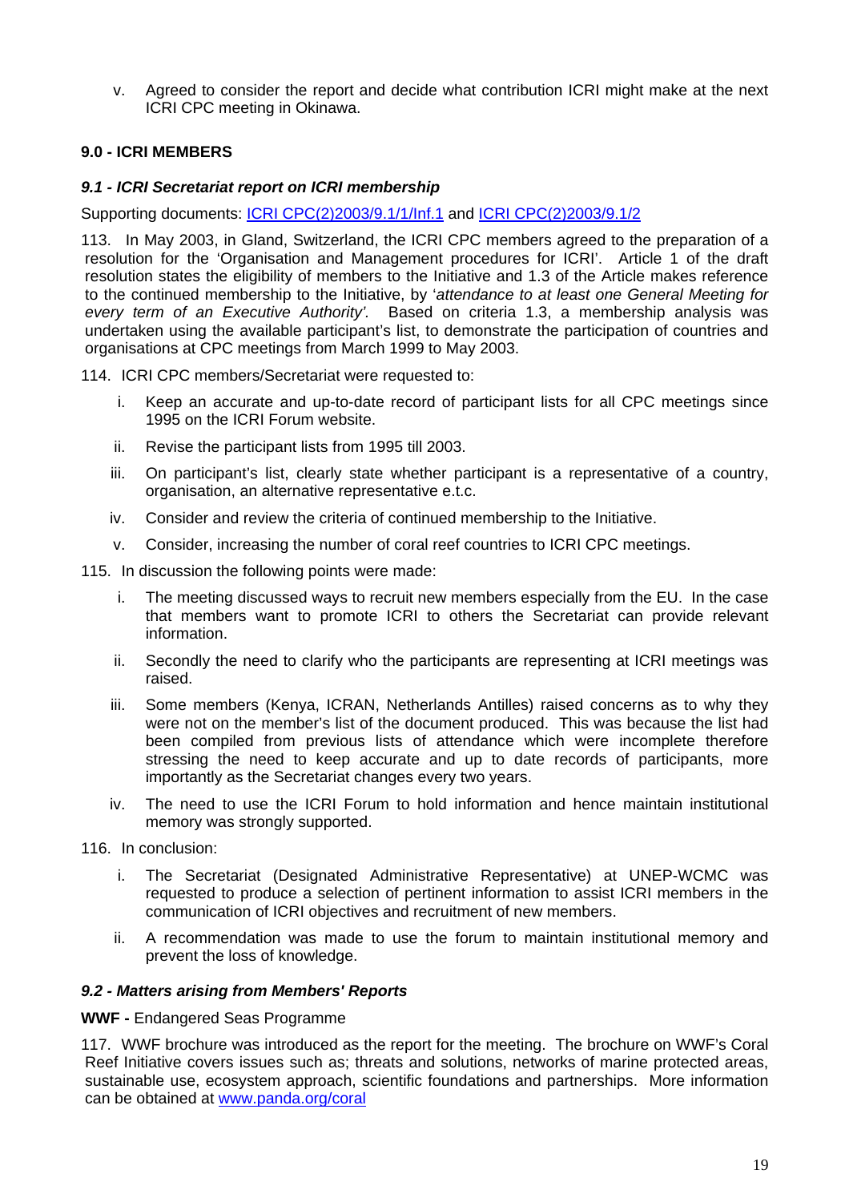v. Agreed to consider the report and decide what contribution ICRI might make at the next ICRI CPC meeting in Okinawa.

### 9.0 - ICRI MEMBERS

#### *9.1 - ICRI Secretariat report on ICRI membership*

Supporting documents: ICRI CPC(2)2003/9.1/1/Inf.1 and ICRI CPC(2)2003/9.1/2

113. In May 2003, in Gland, Switzerland, the ICRI CPC members agreed to the preparation of a resolution for the 'Organisation and Management procedures for ICRI'. Article 1 of the draft resolution states the eligibility of members to the Initiative and 1.3 of the Article makes reference to the continued membership to the Initiative, by '*attendance to at least one General Meeting for every term of an Executive Authority'.* Based on criteria 1.3, a membership analysis was undertaken using the available participant's list, to demonstrate the participation of countries and organisations at CPC meetings from March 1999 to May 2003.

114. ICRI CPC members/Secretariat were requested to:

i. Keep an accurate and up-to-date record of participant lists for all CPC meetings since 1995 on the ICRI Forum website.

ii. Revise the participant lists from 1995 till 2003.

iii. On participant's list, clearly state whether participant is a representative of a country, organisation, an alternative representative e.t.c.

iv. Consider and review the criteria of continued membership to the Initiative.

v. Consider, increasing the number of coral reef countries to ICRI CPC meetings.

115. In discussion the following points were made:

i. The meeting discussed ways to recruit new members especially from the EU. In the case that members want to promote ICRI to others the Secretariat can provide relevant information.

ii. Secondly the need to clarify who the participants are representing at ICRI meetings was raised.

iii. Some members (Kenya, ICRAN, Netherlands Antilles) raised concerns as to why they were not on the member's list of the document produced. This was because the list had been compiled from previous lists of attendance which were incomplete therefore stressing the need to keep accurate and up to date records of participants, more importantly as the Secretariat changes every two years.

iv. The need to use the ICRI Forum to hold information and hence maintain institutional memory was strongly supported.

116. In conclusion:

i. The Secretariat (Designated Administrative Representative) at UNEP-WCMC was requested to produce a selection of pertinent information to assist ICRI members in the communication of ICRI objectives and recruitment of new members.

ii. A recommendation was made to use the forum to maintain institutional memory and prevent the loss of knowledge.

#### *9.2 - Matters arising from Members' Reports*

**WWF -** Endangered Seas Programme

117. WWF brochure was introduced as the report for the meeting. The brochure on WWF's Coral Reef Initiative covers issues such as; threats and solutions, networks of marine protected areas, sustainable use, ecosystem approach, scientific foundations and partnerships. More information can be obtained at www.panda.org/coral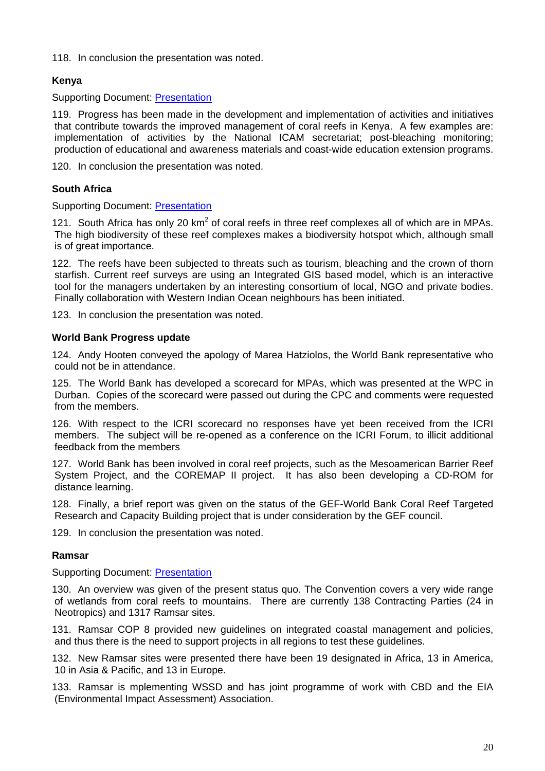118. In conclusion the presentation was noted.

**Kenya**

Supporting Document: Presentation

119. Progress has been made in the development and implementation of activities and initiatives that contribute towards the improved management of coral reefs in Kenya. A few examples are: implementation of activities by the National ICAM secretariat; post-bleaching monitoring; production of educational and awareness materials and coast-wide education extension programs.

120. In conclusion the presentation was noted.

**South Africa**

Supporting Document: Presentation

121. South Africa has only 20 $km^2$ of coral reefs in three reef complexes all of which are in MPAs. The high biodiversity of these reef complexes makes a biodiversity hotspot which, although small is of great importance.

122. The reefs have been subjected to threats such as tourism, bleaching and the crown of thorn starfish. Current reef surveys are using an Integrated GIS based model, which is an interactive tool for the managers undertaken by an interesting consortium of local, NGO and private bodies. Finally collaboration with Western Indian Ocean neighbours has been initiated.

123. In conclusion the presentation was noted.

**World Bank Progress update**

124. Andy Hooten conveyed the apology of Marea Hatziolos, the World Bank representative who could not be in attendance.

125. The World Bank has developed a scorecard for MPAs, which was presented at the WPC in Durban. Copies of the scorecard were passed out during the CPC and comments were requested from the members.

126. With respect to the ICRI scorecard no responses have yet been received from the ICRI members. The subject will be re-opened as a conference on the ICRI Forum, to illicit additional feedback from the members

127. World Bank has been involved in coral reef projects, such as the Mesoamerican Barrier Reef System Project, and the COREMAP II project. It has also been developing a CD-ROM for distance learning.

128. Finally, a brief report was given on the status of the GEF-World Bank Coral Reef Targeted Research and Capacity Building project that is under consideration by the GEF council.

129. In conclusion the presentation was noted.

**Ramsar**

Supporting Document: Presentation

130. An overview was given of the present status quo. The Convention covers a very wide range of wetlands from coral reefs to mountains. There are currently 138 Contracting Parties (24 in Neotropics) and 1317 Ramsar sites.

131. Ramsar COP 8 provided new guidelines on integrated coastal management and policies, and thus there is the need to support projects in all regions to test these guidelines.

132. New Ramsar sites were presented there have been 19 designated in Africa, 13 in America, 10 in Asia & Pacific, and 13 in Europe.

133. Ramsar is mplementing WSSD and has joint programme of work with CBD and the EIA (Environmental Impact Assessment) Association.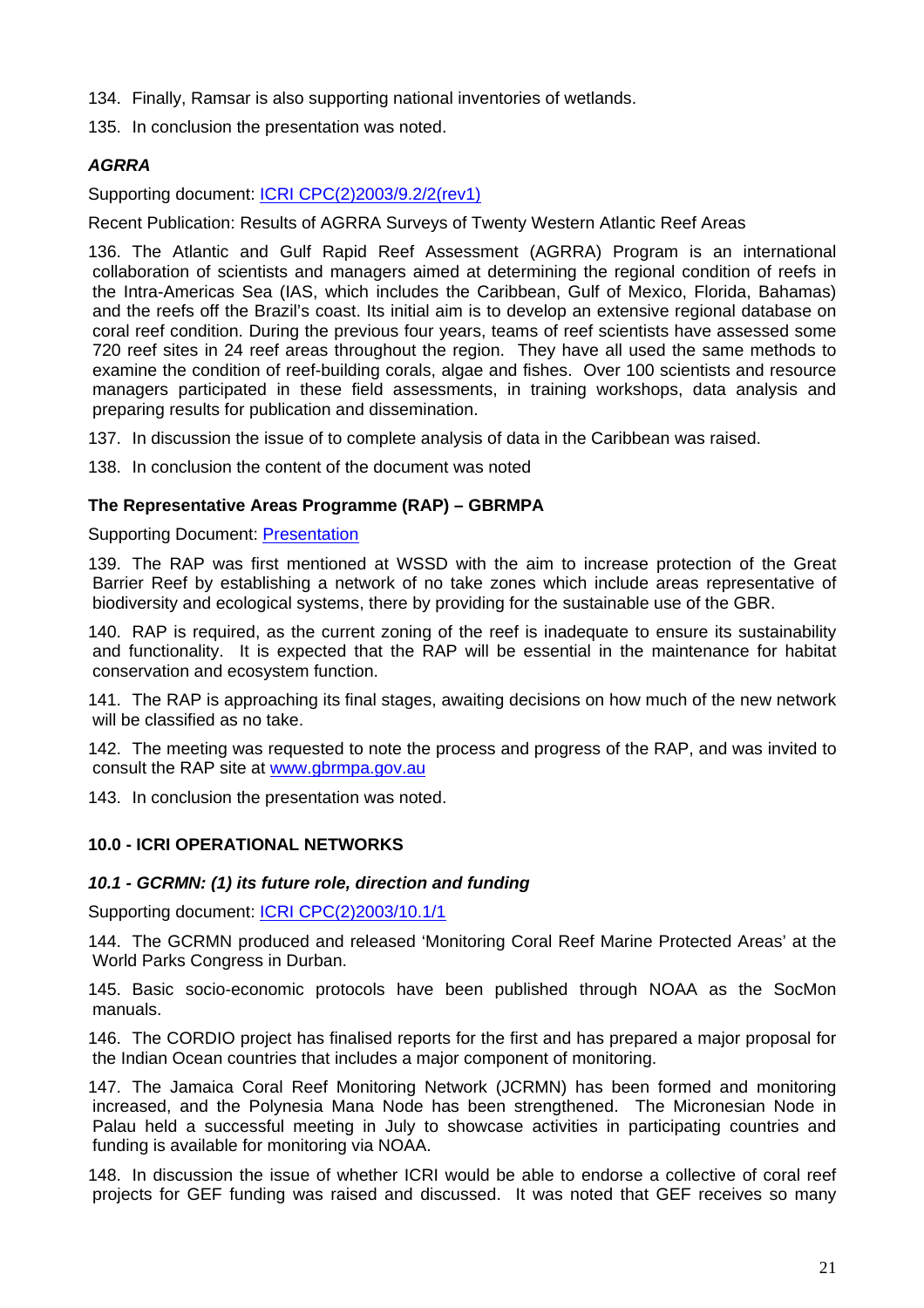134. Finally, Ramsar is also supporting national inventories of wetlands.

135. In conclusion the presentation was noted.

### *AGRRA*

Supporting document: ICRI CPC(2)2003/9.2/2(rev1)

Recent Publication: Results of AGRRA Surveys of Twenty Western Atlantic Reef Areas

136. The Atlantic and Gulf Rapid Reef Assessment (AGRRA) Program is an international collaboration of scientists and managers aimed at determining the regional condition of reefs in the Intra-Americas Sea (IAS, which includes the Caribbean, Gulf of Mexico, Florida, Bahamas) and the reefs off the Brazil's coast. Its initial aim is to develop an extensive regional database on coral reef condition. During the previous four years, teams of reef scientists have assessed some 720 reef sites in 24 reef areas throughout the region. They have all used the same methods to examine the condition of reef-building corals, algae and fishes. Over 100 scientists and resource managers participated in these field assessments, in training workshops, data analysis and preparing results for publication and dissemination.

137. In discussion the issue of to complete analysis of data in the Caribbean was raised.

138. In conclusion the content of the document was noted

### The Representative Areas Programme (RAP) – GBRMPA

Supporting Document: Presentation

139. The RAP was first mentioned at WSSD with the aim to increase protection of the Great Barrier Reef by establishing a network of no take zones which include areas representative of biodiversity and ecological systems, there by providing for the sustainable use of the GBR.

140. RAP is required, as the current zoning of the reef is inadequate to ensure its sustainability and functionality. It is expected that the RAP will be essential in the maintenance for habitat conservation and ecosystem function.

141. The RAP is approaching its final stages, awaiting decisions on how much of the new network will be classified as no take.

142. The meeting was requested to note the process and progress of the RAP, and was invited to consult the RAP site at www.gbrmpa.gov.au

143. In conclusion the presentation was noted.

## 10.0 - ICRI OPERATIONAL NETWORKS

### *10.1 - GCRMN: (1) its future role, direction and funding*

Supporting document: ICRI CPC(2)2003/10.1/1

144. The GCRMN produced and released 'Monitoring Coral Reef Marine Protected Areas' at the World Parks Congress in Durban.

145. Basic socio-economic protocols have been published through NOAA as the SocMon manuals.

146. The CORDIO project has finalised reports for the first and has prepared a major proposal for the Indian Ocean countries that includes a major component of monitoring.

147. The Jamaica Coral Reef Monitoring Network (JCRMN) has been formed and monitoring increased, and the Polynesia Mana Node has been strengthened. The Micronesian Node in Palau held a successful meeting in July to showcase activities in participating countries and funding is available for monitoring via NOAA.

148. In discussion the issue of whether ICRI would be able to endorse a collective of coral reef projects for GEF funding was raised and discussed. It was noted that GEF receives so many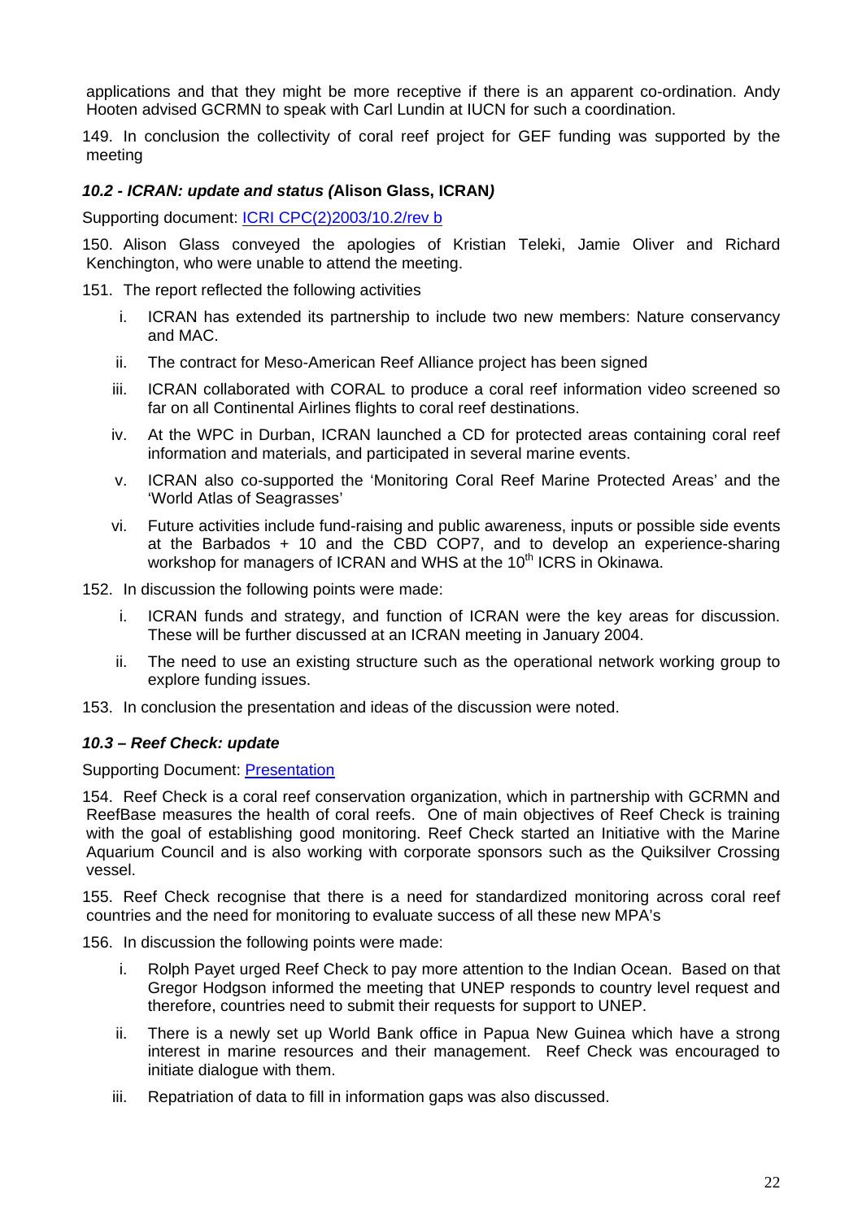applications and that they might be more receptive if there is an apparent co-ordination. Andy Hooten advised GCRMN to speak with Carl Lundin at IUCN for such a coordination.

149. In conclusion the collectivity of coral reef project for GEF funding was supported by the meeting

### *10.2 - ICRAN: update and status (***Alison Glass, ICRAN***)*

Supporting document: [ICRI CPC(2)2003/10.2/rev b]()

150. Alison Glass conveyed the apologies of Kristian Teleki, Jamie Oliver and Richard Kenchington, who were unable to attend the meeting.

151. The report reflected the following activities

i. ICRAN has extended its partnership to include two new members: Nature conservancy and MAC.

ii. The contract for Meso-American Reef Alliance project has been signed

iii. ICRAN collaborated with CORAL to produce a coral reef information video screened so far on all Continental Airlines flights to coral reef destinations.

iv. At the WPC in Durban, ICRAN launched a CD for protected areas containing coral reef information and materials, and participated in several marine events.

v. ICRAN also co-supported the 'Monitoring Coral Reef Marine Protected Areas' and the 'World Atlas of Seagrasses'

vi. Future activities include fund-raising and public awareness, inputs or possible side events at the Barbados + 10 and the CBD COP7, and to develop an experience-sharing workshop for managers of ICRAN and WHS at the 10th ICRS in Okinawa.

152. In discussion the following points were made:

i. ICRAN funds and strategy, and function of ICRAN were the key areas for discussion. These will be further discussed at an ICRAN meeting in January 2004.

ii. The need to use an existing structure such as the operational network working group to explore funding issues.

153. In conclusion the presentation and ideas of the discussion were noted.

### *10.3 – Reef Check: update*

Supporting Document: [Presentation]()

154. Reef Check is a coral reef conservation organization, which in partnership with GCRMN and ReefBase measures the health of coral reefs. One of main objectives of Reef Check is training with the goal of establishing good monitoring. Reef Check started an Initiative with the Marine Aquarium Council and is also working with corporate sponsors such as the Quiksilver Crossing vessel.

155. Reef Check recognise that there is a need for standardized monitoring across coral reef countries and the need for monitoring to evaluate success of all these new MPA's

156. In discussion the following points were made:

i. Rolph Payet urged Reef Check to pay more attention to the Indian Ocean. Based on that Gregor Hodgson informed the meeting that UNEP responds to country level request and therefore, countries need to submit their requests for support to UNEP.

ii. There is a newly set up World Bank office in Papua New Guinea which have a strong interest in marine resources and their management. Reef Check was encouraged to initiate dialogue with them.

iii. Repatriation of data to fill in information gaps was also discussed.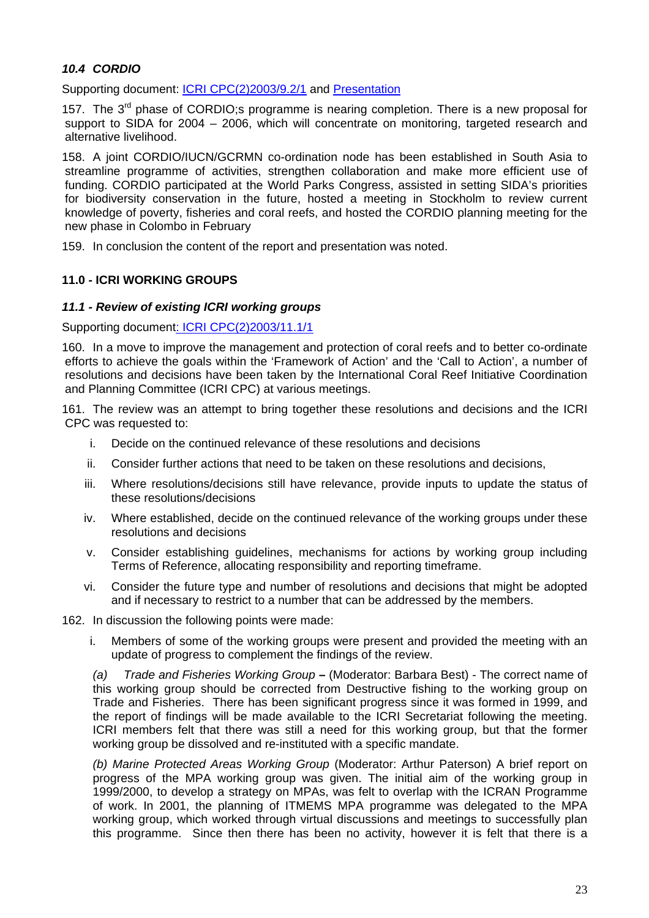### *10.4 CORDIO*

Supporting document: ICRI CPC(2)2003/9.2/1 and Presentation

157. The 3rd phase of CORDIO;s programme is nearing completion. There is a new proposal for support to SIDA for 2004 – 2006, which will concentrate on monitoring, targeted research and alternative livelihood.

158. A joint CORDIO/IUCN/GCRMN co-ordination node has been established in South Asia to streamline programme of activities, strengthen collaboration and make more efficient use of funding. CORDIO participated at the World Parks Congress, assisted in setting SIDA's priorities for biodiversity conservation in the future, hosted a meeting in Stockholm to review current knowledge of poverty, fisheries and coral reefs, and hosted the CORDIO planning meeting for the new phase in Colombo in February

159. In conclusion the content of the report and presentation was noted.

## 11.0 - ICRI WORKING GROUPS

### *11.1 - Review of existing ICRI working groups*

Supporting document: ICRI CPC(2)2003/11.1/1

160. In a move to improve the management and protection of coral reefs and to better co-ordinate efforts to achieve the goals within the 'Framework of Action' and the 'Call to Action', a number of resolutions and decisions have been taken by the International Coral Reef Initiative Coordination and Planning Committee (ICRI CPC) at various meetings.

161. The review was an attempt to bring together these resolutions and decisions and the ICRI CPC was requested to:

i. Decide on the continued relevance of these resolutions and decisions

ii. Consider further actions that need to be taken on these resolutions and decisions,

iii. Where resolutions/decisions still have relevance, provide inputs to update the status of these resolutions/decisions

iv. Where established, decide on the continued relevance of the working groups under these resolutions and decisions

v. Consider establishing guidelines, mechanisms for actions by working group including Terms of Reference, allocating responsibility and reporting timeframe.

vi. Consider the future type and number of resolutions and decisions that might be adopted and if necessary to restrict to a number that can be addressed by the members.

162. In discussion the following points were made:

i. Members of some of the working groups were present and provided the meeting with an update of progress to complement the findings of the review.

*(a) Trade and Fisheries Working Group* **–** (Moderator: Barbara Best) - The correct name of this working group should be corrected from Destructive fishing to the working group on Trade and Fisheries. There has been significant progress since it was formed in 1999, and the report of findings will be made available to the ICRI Secretariat following the meeting. ICRI members felt that there was still a need for this working group, but that the former working group be dissolved and re-instituted with a specific mandate.

*(b) Marine Protected Areas Working Group* (Moderator: Arthur Paterson) A brief report on progress of the MPA working group was given. The initial aim of the working group in 1999/2000, to develop a strategy on MPAs, was felt to overlap with the ICRAN Programme of work. In 2001, the planning of ITMEMS MPA programme was delegated to the MPA working group, which worked through virtual discussions and meetings to successfully plan this programme. Since then there has been no activity, however it is felt that there is a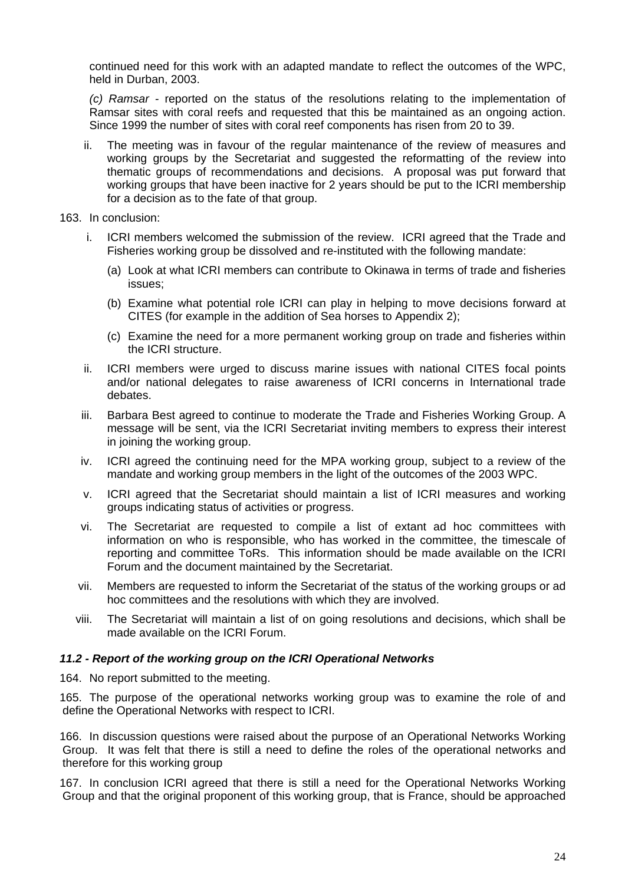continued need for this work with an adapted mandate to reflect the outcomes of the WPC, held in Durban, 2003.

*(c) Ramsar* - reported on the status of the resolutions relating to the implementation of Ramsar sites with coral reefs and requested that this be maintained as an ongoing action. Since 1999 the number of sites with coral reef components has risen from 20 to 39.

ii. The meeting was in favour of the regular maintenance of the review of measures and working groups by the Secretariat and suggested the reformatting of the review into thematic groups of recommendations and decisions. A proposal was put forward that working groups that have been inactive for 2 years should be put to the ICRI membership for a decision as to the fate of that group.

163. In conclusion:

i. ICRI members welcomed the submission of the review. ICRI agreed that the Trade and Fisheries working group be dissolved and re-instituted with the following mandate:

   (a) Look at what ICRI members can contribute to Okinawa in terms of trade and fisheries issues;

   (b) Examine what potential role ICRI can play in helping to move decisions forward at CITES (for example in the addition of Sea horses to Appendix 2);

   (c) Examine the need for a more permanent working group on trade and fisheries within the ICRI structure.

ii. ICRI members were urged to discuss marine issues with national CITES focal points and/or national delegates to raise awareness of ICRI concerns in International trade debates.

iii. Barbara Best agreed to continue to moderate the Trade and Fisheries Working Group. A message will be sent, via the ICRI Secretariat inviting members to express their interest in joining the working group.

iv. ICRI agreed the continuing need for the MPA working group, subject to a review of the mandate and working group members in the light of the outcomes of the 2003 WPC.

v. ICRI agreed that the Secretariat should maintain a list of ICRI measures and working groups indicating status of activities or progress.

vi. The Secretariat are requested to compile a list of extant ad hoc committees with information on who is responsible, who has worked in the committee, the timescale of reporting and committee ToRs. This information should be made available on the ICRI Forum and the document maintained by the Secretariat.

vii. Members are requested to inform the Secretariat of the status of the working groups or ad hoc committees and the resolutions with which they are involved.

viii. The Secretariat will maintain a list of on going resolutions and decisions, which shall be made available on the ICRI Forum.

### *11.2 - Report of the working group on the ICRI Operational Networks*

164. No report submitted to the meeting.

165. The purpose of the operational networks working group was to examine the role of and define the Operational Networks with respect to ICRI.

166. In discussion questions were raised about the purpose of an Operational Networks Working Group. It was felt that there is still a need to define the roles of the operational networks and therefore for this working group

167. In conclusion ICRI agreed that there is still a need for the Operational Networks Working Group and that the original proponent of this working group, that is France, should be approached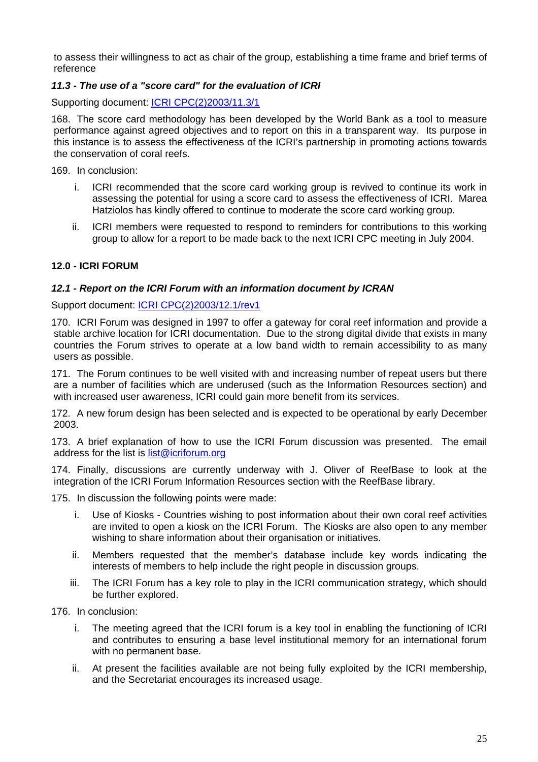to assess their willingness to act as chair of the group, establishing a time frame and brief terms of reference

### *11.3 - The use of a "score card" for the evaluation of ICRI*

Supporting document: [ICRI CPC(2)2003/11.3/1]()

168. The score card methodology has been developed by the World Bank as a tool to measure performance against agreed objectives and to report on this in a transparent way. Its purpose in this instance is to assess the effectiveness of the ICRI's partnership in promoting actions towards the conservation of coral reefs.

169. In conclusion:

i. ICRI recommended that the score card working group is revived to continue its work in assessing the potential for using a score card to assess the effectiveness of ICRI. Marea Hatziolos has kindly offered to continue to moderate the score card working group.

ii. ICRI members were requested to respond to reminders for contributions to this working group to allow for a report to be made back to the next ICRI CPC meeting in July 2004.

## 12.0 - ICRI FORUM

### *12.1 - Report on the ICRI Forum with an information document by ICRAN*

Support document: [ICRI CPC(2)2003/12.1/rev1]()

170. ICRI Forum was designed in 1997 to offer a gateway for coral reef information and provide a stable archive location for ICRI documentation. Due to the strong digital divide that exists in many countries the Forum strives to operate at a low band width to remain accessibility to as many users as possible.

171. The Forum continues to be well visited with and increasing number of repeat users but there are a number of facilities which are underused (such as the Information Resources section) and with increased user awareness, ICRI could gain more benefit from its services.

172. A new forum design has been selected and is expected to be operational by early December 2003.

173. A brief explanation of how to use the ICRI Forum discussion was presented. The email address for the list is [list@icriforum.org](mailto:list@icriforum.org)

174. Finally, discussions are currently underway with J. Oliver of ReefBase to look at the integration of the ICRI Forum Information Resources section with the ReefBase library.

175. In discussion the following points were made:

i. Use of Kiosks - Countries wishing to post information about their own coral reef activities are invited to open a kiosk on the ICRI Forum. The Kiosks are also open to any member wishing to share information about their organisation or initiatives.

ii. Members requested that the member's database include key words indicating the interests of members to help include the right people in discussion groups.

iii. The ICRI Forum has a key role to play in the ICRI communication strategy, which should be further explored.

176. In conclusion:

i. The meeting agreed that the ICRI forum is a key tool in enabling the functioning of ICRI and contributes to ensuring a base level institutional memory for an international forum with no permanent base.

ii. At present the facilities available are not being fully exploited by the ICRI membership, and the Secretariat encourages its increased usage.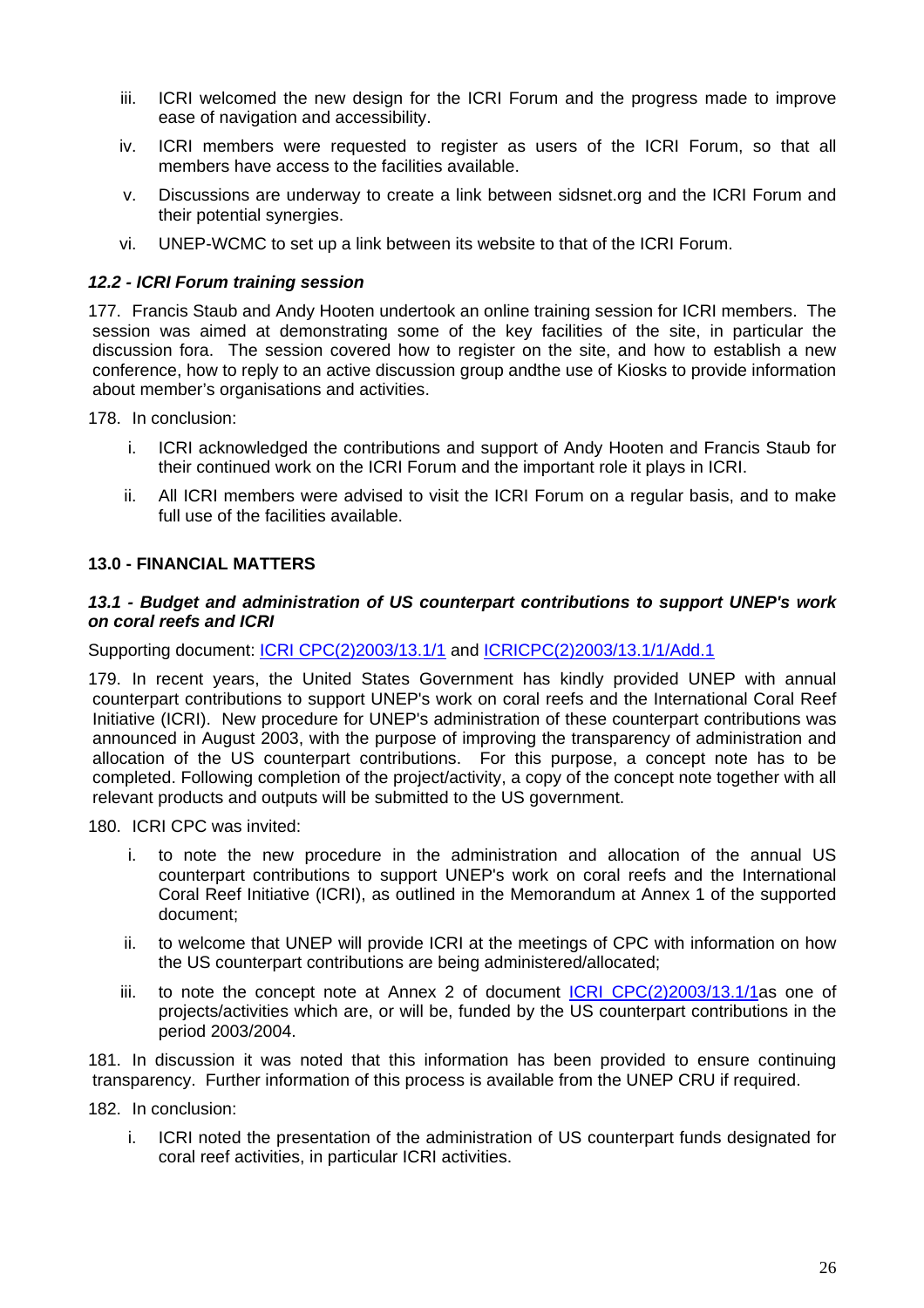iii. ICRI welcomed the new design for the ICRI Forum and the progress made to improve ease of navigation and accessibility.

iv. ICRI members were requested to register as users of the ICRI Forum, so that all members have access to the facilities available.

v. Discussions are underway to create a link between sidsnet.org and the ICRI Forum and their potential synergies.

vi. UNEP-WCMC to set up a link between its website to that of the ICRI Forum.

### *12.2 - ICRI Forum training session*

177. Francis Staub and Andy Hooten undertook an online training session for ICRI members. The session was aimed at demonstrating some of the key facilities of the site, in particular the discussion fora. The session covered how to register on the site, and how to establish a new conference, how to reply to an active discussion group andthe use of Kiosks to provide information about member's organisations and activities.

178. In conclusion:

i. ICRI acknowledged the contributions and support of Andy Hooten and Francis Staub for their continued work on the ICRI Forum and the important role it plays in ICRI.

ii. All ICRI members were advised to visit the ICRI Forum on a regular basis, and to make full use of the facilities available.

## 13.0 - FINANCIAL MATTERS

### *13.1 - Budget and administration of US counterpart contributions to support UNEP's work on coral reefs and ICRI*

Supporting document: ICRI CPC(2)2003/13.1/1 and ICRICPC(2)2003/13.1/1/Add.1

179. In recent years, the United States Government has kindly provided UNEP with annual counterpart contributions to support UNEP's work on coral reefs and the International Coral Reef Initiative (ICRI). New procedure for UNEP's administration of these counterpart contributions was announced in August 2003, with the purpose of improving the transparency of administration and allocation of the US counterpart contributions. For this purpose, a concept note has to be completed. Following completion of the project/activity, a copy of the concept note together with all relevant products and outputs will be submitted to the US government.

180. ICRI CPC was invited:

i. to note the new procedure in the administration and allocation of the annual US counterpart contributions to support UNEP's work on coral reefs and the International Coral Reef Initiative (ICRI), as outlined in the Memorandum at Annex 1 of the supported document;

ii. to welcome that UNEP will provide ICRI at the meetings of CPC with information on how the US counterpart contributions are being administered/allocated;

iii. to note the concept note at Annex 2 of document ICRI CPC(2)2003/13.1/1as one of projects/activities which are, or will be, funded by the US counterpart contributions in the period 2003/2004.

181. In discussion it was noted that this information has been provided to ensure continuing transparency. Further information of this process is available from the UNEP CRU if required.

182. In conclusion:

i. ICRI noted the presentation of the administration of US counterpart funds designated for coral reef activities, in particular ICRI activities.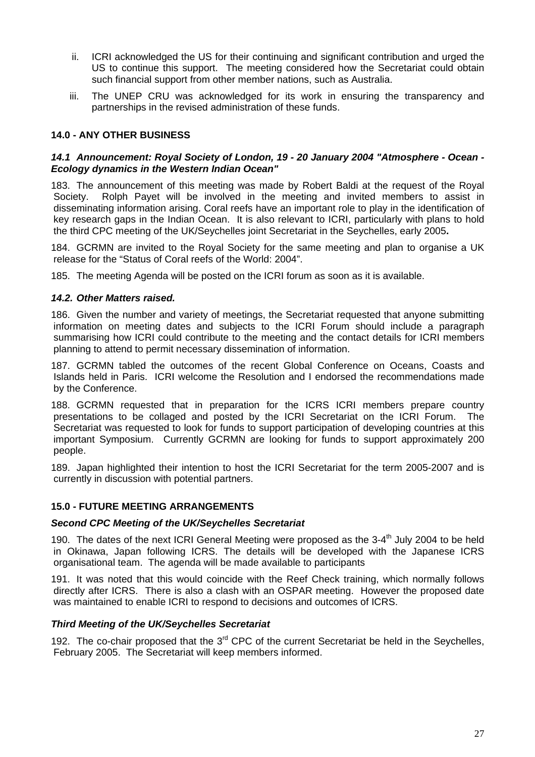ii. ICRI acknowledged the US for their continuing and significant contribution and urged the US to continue this support. The meeting considered how the Secretariat could obtain such financial support from other member nations, such as Australia.

iii. The UNEP CRU was acknowledged for its work in ensuring the transparency and partnerships in the revised administration of these funds.

## 14.0 - ANY OTHER BUSINESS

### *14.1 Announcement: Royal Society of London, 19 - 20 January 2004 "Atmosphere - Ocean - Ecology dynamics in the Western Indian Ocean"*

183. The announcement of this meeting was made by Robert Baldi at the request of the Royal Society. Rolph Payet will be involved in the meeting and invited members to assist in disseminating information arising. Coral reefs have an important role to play in the identification of key research gaps in the Indian Ocean. It is also relevant to ICRI, particularly with plans to hold the third CPC meeting of the UK/Seychelles joint Secretariat in the Seychelles, early 2005**.**

184. GCRMN are invited to the Royal Society for the same meeting and plan to organise a UK release for the "Status of Coral reefs of the World: 2004".

185. The meeting Agenda will be posted on the ICRI forum as soon as it is available.

### *14.2. Other Matters raised.*

186. Given the number and variety of meetings, the Secretariat requested that anyone submitting information on meeting dates and subjects to the ICRI Forum should include a paragraph summarising how ICRI could contribute to the meeting and the contact details for ICRI members planning to attend to permit necessary dissemination of information.

187. GCRMN tabled the outcomes of the recent Global Conference on Oceans, Coasts and Islands held in Paris. ICRI welcome the Resolution and I endorsed the recommendations made by the Conference.

188. GCRMN requested that in preparation for the ICRS ICRI members prepare country presentations to be collaged and posted by the ICRI Secretariat on the ICRI Forum. The Secretariat was requested to look for funds to support participation of developing countries at this important Symposium. Currently GCRMN are looking for funds to support approximately 200 people.

189. Japan highlighted their intention to host the ICRI Secretariat for the term 2005-2007 and is currently in discussion with potential partners.

## 15.0 - FUTURE MEETING ARRANGEMENTS

### *Second CPC Meeting of the UK/Seychelles Secretariat*

190. The dates of the next ICRI General Meeting were proposed as the 3-4th July 2004 to be held in Okinawa, Japan following ICRS. The details will be developed with the Japanese ICRS organisational team. The agenda will be made available to participants

191. It was noted that this would coincide with the Reef Check training, which normally follows directly after ICRS. There is also a clash with an OSPAR meeting. However the proposed date was maintained to enable ICRI to respond to decisions and outcomes of ICRS.

### *Third Meeting of the UK/Seychelles Secretariat*

192. The co-chair proposed that the 3rd CPC of the current Secretariat be held in the Seychelles, February 2005. The Secretariat will keep members informed.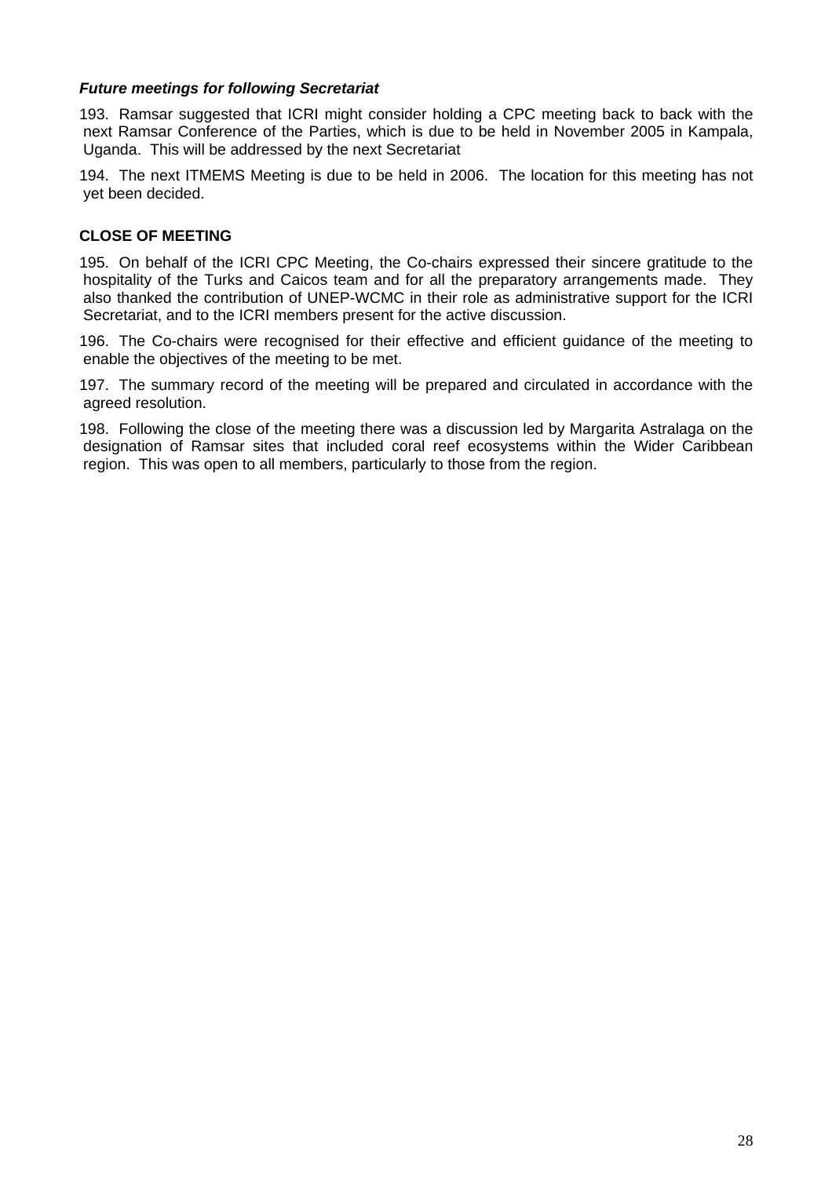### *Future meetings for following Secretariat*

193. Ramsar suggested that ICRI might consider holding a CPC meeting back to back with the next Ramsar Conference of the Parties, which is due to be held in November 2005 in Kampala, Uganda. This will be addressed by the next Secretariat

194. The next ITMEMS Meeting is due to be held in 2006. The location for this meeting has not yet been decided.

## CLOSE OF MEETING

195. On behalf of the ICRI CPC Meeting, the Co-chairs expressed their sincere gratitude to the hospitality of the Turks and Caicos team and for all the preparatory arrangements made. They also thanked the contribution of UNEP-WCMC in their role as administrative support for the ICRI Secretariat, and to the ICRI members present for the active discussion.

196. The Co-chairs were recognised for their effective and efficient guidance of the meeting to enable the objectives of the meeting to be met.

197. The summary record of the meeting will be prepared and circulated in accordance with the agreed resolution.

198. Following the close of the meeting there was a discussion led by Margarita Astralaga on the designation of Ramsar sites that included coral reef ecosystems within the Wider Caribbean region. This was open to all members, particularly to those from the region.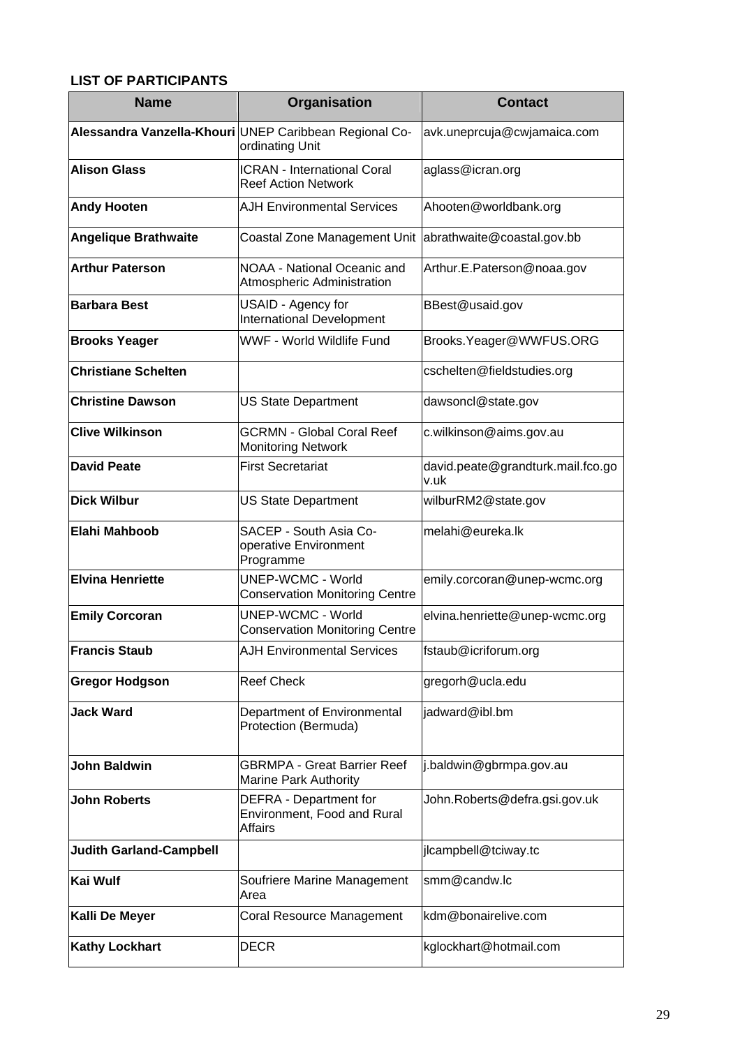**LIST OF PARTICIPANTS**

| Name | Organisation | Contact |
|---|---|---|
| **Alessandra Vanzella-Khouri** | UNEP Caribbean Regional Co-ordinating Unit | avk.uneprcuja@cwjamaica.com |
| **Alison Glass** | ICRAN - International Coral Reef Action Network | aglass@icran.org |
| **Andy Hooten** | AJH Environmental Services | Ahooten@worldbank.org |
| **Angelique Brathwaite** | Coastal Zone Management Unit | abrathwaite@coastal.gov.bb |
| **Arthur Paterson** | NOAA - National Oceanic and Atmospheric Administration | Arthur.E.Paterson@noaa.gov |
| **Barbara Best** | USAID - Agency for International Development | BBest@usaid.gov |
| **Brooks Yeager** | WWF - World Wildlife Fund | Brooks.Yeager@WWFUS.ORG |
| **Christiane Schelten** | | cschelten@fieldstudies.org |
| **Christine Dawson** | US State Department | dawsoncl@state.gov |
| **Clive Wilkinson** | GCRMN - Global Coral Reef Monitoring Network | c.wilkinson@aims.gov.au |
| **David Peate** | First Secretariat | david.peate@grandturk.mail.fco.gov.uk |
| **Dick Wilbur** | US State Department | wilburRM2@state.gov |
| **Elahi Mahboob** | SACEP - South Asia Co-operative Environment Programme | melahi@eureka.lk |
| **Elvina Henriette** | UNEP-WCMC - World Conservation Monitoring Centre | emily.corcoran@unep-wcmc.org |
| **Emily Corcoran** | UNEP-WCMC - World Conservation Monitoring Centre | elvina.henriette@unep-wcmc.org |
| **Francis Staub** | AJH Environmental Services | fstaub@icriforum.org |
| **Gregor Hodgson** | Reef Check | gregorh@ucla.edu |
| **Jack Ward** | Department of Environmental Protection (Bermuda) | jadward@ibl.bm |
| **John Baldwin** | GBRMPA - Great Barrier Reef Marine Park Authority | j.baldwin@gbrmpa.gov.au |
| **John Roberts** | DEFRA - Department for Environment, Food and Rural Affairs | John.Roberts@defra.gsi.gov.uk |
| **Judith Garland-Campbell** | | jlcampbell@tciway.tc |
| **Kai Wulf** | Soufriere Marine Management Area | smm@candw.lc |
| **Kalli De Meyer** | Coral Resource Management | kdm@bonairelive.com |
| **Kathy Lockhart** | DECR | kglockhart@hotmail.com |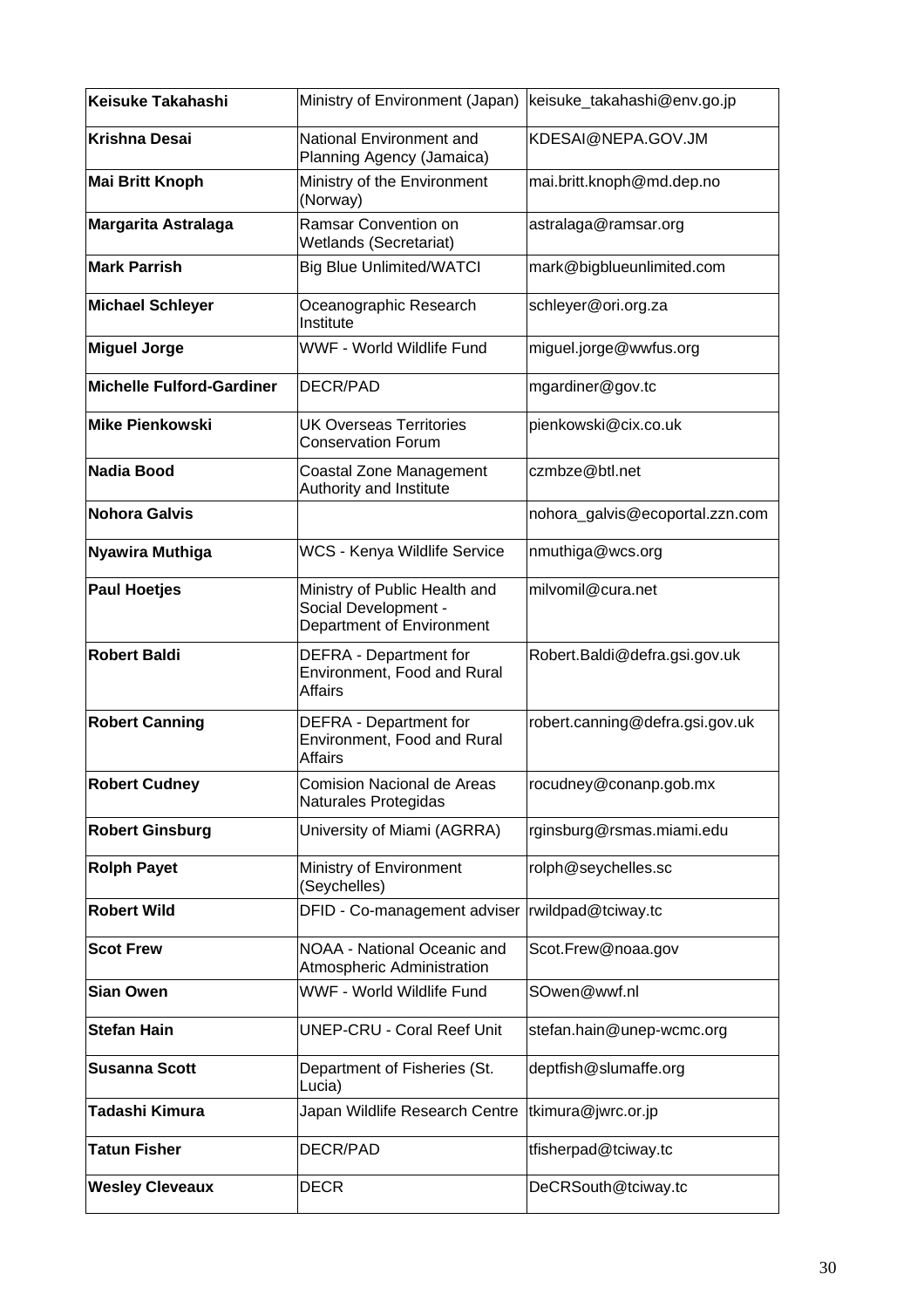| | | |
|---|---|---|
| **Keisuke Takahashi** | Ministry of Environment (Japan) | keisuke_takahashi@env.go.jp |
| **Krishna Desai** | National Environment and Planning Agency (Jamaica) | KDESAI@NEPA.GOV.JM |
| **Mai Britt Knoph** | Ministry of the Environment (Norway) | mai.britt.knoph@md.dep.no |
| **Margarita Astralaga** | Ramsar Convention on Wetlands (Secretariat) | astralaga@ramsar.org |
| **Mark Parrish** | Big Blue Unlimited/WATCI | mark@bigblueunlimited.com |
| **Michael Schleyer** | Oceanographic Research Institute | schleyer@ori.org.za |
| **Miguel Jorge** | WWF - World Wildlife Fund | miguel.jorge@wwfus.org |
| **Michelle Fulford-Gardiner** | DECR/PAD | mgardiner@gov.tc |
| **Mike Pienkowski** | UK Overseas Territories Conservation Forum | pienkowski@cix.co.uk |
| **Nadia Bood** | Coastal Zone Management Authority and Institute | czmbze@btl.net |
| **Nohora Galvis** | | nohora_galvis@ecoportal.zzn.com |
| **Nyawira Muthiga** | WCS - Kenya Wildlife Service | nmuthiga@wcs.org |
| **Paul Hoetjes** | Ministry of Public Health and Social Development - Department of Environment | milvomil@cura.net |
| **Robert Baldi** | DEFRA - Department for Environment, Food and Rural Affairs | Robert.Baldi@defra.gsi.gov.uk |
| **Robert Canning** | DEFRA - Department for Environment, Food and Rural Affairs | robert.canning@defra.gsi.gov.uk |
| **Robert Cudney** | Comision Nacional de Areas Naturales Protegidas | rocudney@conanp.gob.mx |
| **Robert Ginsburg** | University of Miami (AGRRA) | rginsburg@rsmas.miami.edu |
| **Rolph Payet** | Ministry of Environment (Seychelles) | rolph@seychelles.sc |
| **Robert Wild** | DFID - Co-management adviser | rwildpad@tciway.tc |
| **Scot Frew** | NOAA - National Oceanic and Atmospheric Administration | Scot.Frew@noaa.gov |
| **Sian Owen** | WWF - World Wildlife Fund | SOwen@wwf.nl |
| **Stefan Hain** | UNEP-CRU - Coral Reef Unit | stefan.hain@unep-wcmc.org |
| **Susanna Scott** | Department of Fisheries (St. Lucia) | deptfish@slumaffe.org |
| **Tadashi Kimura** | Japan Wildlife Research Centre | tkimura@jwrc.or.jp |
| **Tatun Fisher** | DECR/PAD | tfisherpad@tciway.tc |
| **Wesley Cleveaux** | DECR | DeCRSouth@tciway.tc |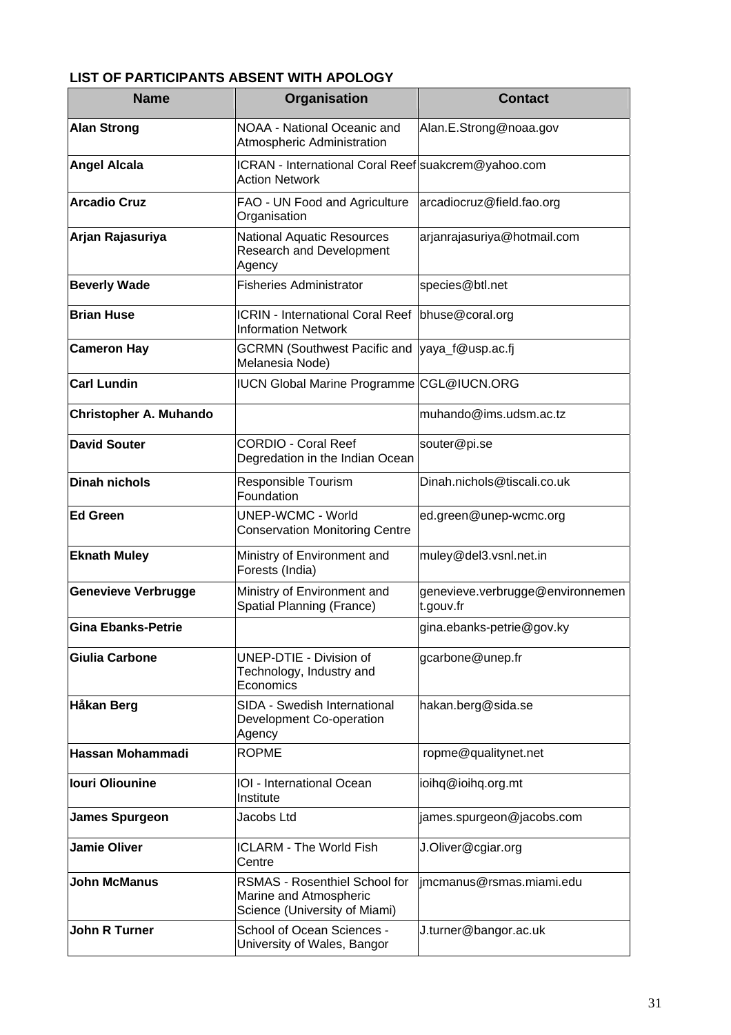**LIST OF PARTICIPANTS ABSENT WITH APOLOGY**

| Name | Organisation | Contact |
|---|---|---|
| **Alan Strong** | NOAA - National Oceanic and Atmospheric Administration | Alan.E.Strong@noaa.gov |
| **Angel Alcala** | ICRAN - International Coral Reef Action Network | suakcrem@yahoo.com |
| **Arcadio Cruz** | FAO - UN Food and Agriculture Organisation | arcadiocruz@field.fao.org |
| **Arjan Rajasuriya** | National Aquatic Resources Research and Development Agency | arjanrajasuriya@hotmail.com |
| **Beverly Wade** | Fisheries Administrator | species@btl.net |
| **Brian Huse** | ICRIN - International Coral Reef Information Network | bhuse@coral.org |
| **Cameron Hay** | GCRMN (Southwest Pacific and Melanesia Node) | yaya_f@usp.ac.fj |
| **Carl Lundin** | IUCN Global Marine Programme | CGL@IUCN.ORG |
| **Christopher A. Muhando** | | muhando@ims.udsm.ac.tz |
| **David Souter** | CORDIO - Coral Reef Degredation in the Indian Ocean | souter@pi.se |
| **Dinah nichols** | Responsible Tourism Foundation | Dinah.nichols@tiscali.co.uk |
| **Ed Green** | UNEP-WCMC - World Conservation Monitoring Centre | ed.green@unep-wcmc.org |
| **Eknath Muley** | Ministry of Environment and Forests (India) | muley@del3.vsnl.net.in |
| **Genevieve Verbrugge** | Ministry of Environment and Spatial Planning (France) | genevieve.verbrugge@environnement.gouv.fr |
| **Gina Ebanks-Petrie** | | gina.ebanks-petrie@gov.ky |
| **Giulia Carbone** | UNEP-DTIE - Division of Technology, Industry and Economics | gcarbone@unep.fr |
| **Håkan Berg** | SIDA - Swedish International Development Co-operation Agency | hakan.berg@sida.se |
| **Hassan Mohammadi** | ROPME | ropme@qualitynet.net |
| **Iouri Oliounine** | IOI - International Ocean Institute | ioihq@ioihq.org.mt |
| **James Spurgeon** | Jacobs Ltd | james.spurgeon@jacobs.com |
| **Jamie Oliver** | ICLARM - The World Fish Centre | J.Oliver@cgiar.org |
| **John McManus** | RSMAS - Rosenthiel School for Marine and Atmospheric Science (University of Miami) | jmcmanus@rsmas.miami.edu |
| **John R Turner** | School of Ocean Sciences - University of Wales, Bangor | J.turner@bangor.ac.uk |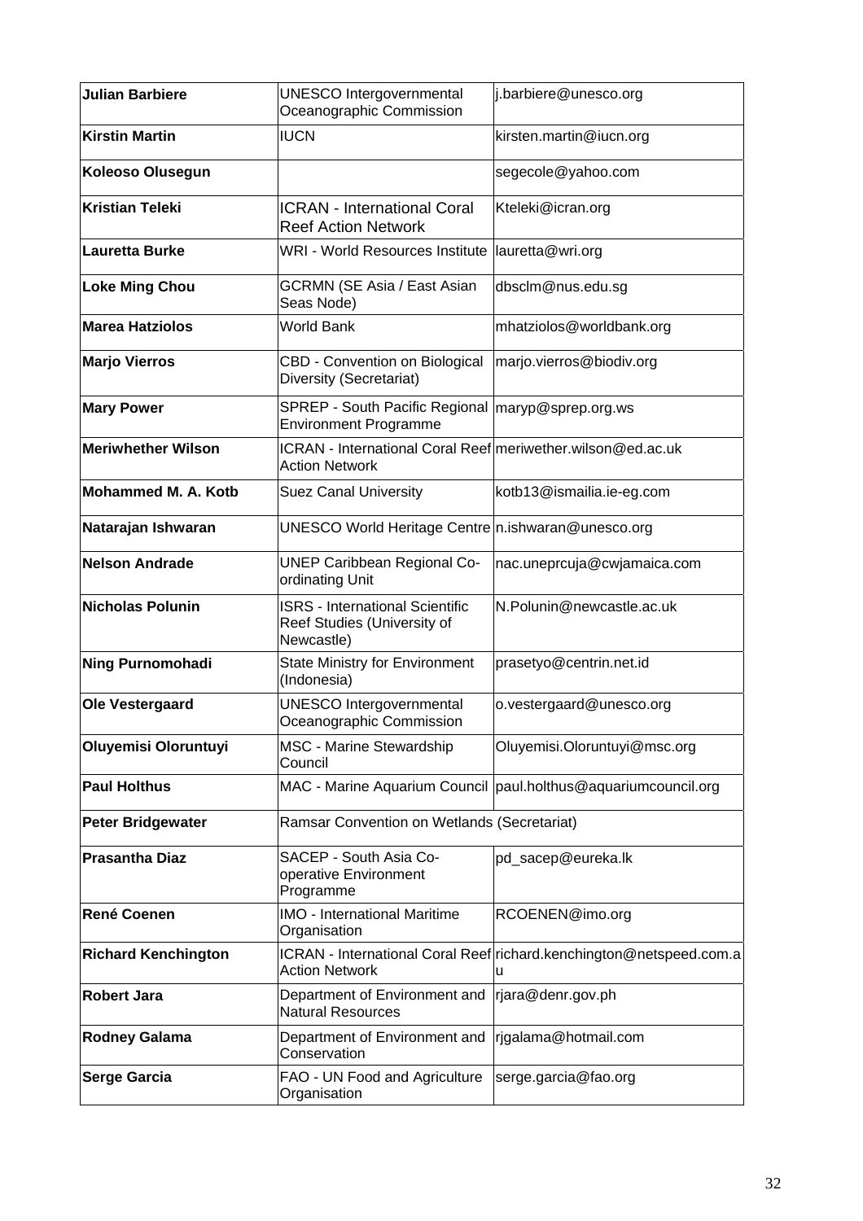| | | |
|---|---|---|
| **Julian Barbiere** | UNESCO Intergovernmental Oceanographic Commission | j.barbiere@unesco.org |
| **Kirstin Martin** | IUCN | kirsten.martin@iucn.org |
| **Koleoso Olusegun** | | segecole@yahoo.com |
| **Kristian Teleki** | ICRAN - International Coral Reef Action Network | Kteleki@icran.org |
| **Lauretta Burke** | WRI - World Resources Institute | lauretta@wri.org |
| **Loke Ming Chou** | GCRMN (SE Asia / East Asian Seas Node) | dbsclm@nus.edu.sg |
| **Marea Hatziolos** | World Bank | mhatziolos@worldbank.org |
| **Marjo Vierros** | CBD - Convention on Biological Diversity (Secretariat) | marjo.vierros@biodiv.org |
| **Mary Power** | SPREP - South Pacific Regional Environment Programme | maryp@sprep.org.ws |
| **Meriwhether Wilson** | ICRAN - International Coral Reef Action Network | meriwether.wilson@ed.ac.uk |
| **Mohammed M. A. Kotb** | Suez Canal University | kotb13@ismailia.ie-eg.com |
| **Natarajan Ishwaran** | UNESCO World Heritage Centre | n.ishwaran@unesco.org |
| **Nelson Andrade** | UNEP Caribbean Regional Co-ordinating Unit | nac.uneprcuja@cwjamaica.com |
| **Nicholas Polunin** | ISRS - International Scientific Reef Studies (University of Newcastle) | N.Polunin@newcastle.ac.uk |
| **Ning Purnomohadi** | State Ministry for Environment (Indonesia) | prasetyo@centrin.net.id |
| **Ole Vestergaard** | UNESCO Intergovernmental Oceanographic Commission | o.vestergaard@unesco.org |
| **Oluyemisi Oloruntuyi** | MSC - Marine Stewardship Council | Oluyemisi.Oloruntuyi@msc.org |
| **Paul Holthus** | MAC - Marine Aquarium Council | paul.holthus@aquariumcouncil.org |
| **Peter Bridgewater** | Ramsar Convention on Wetlands (Secretariat) | |
| **Prasantha Diaz** | SACEP - South Asia Co-operative Environment Programme | pd_sacep@eureka.lk |
| **René Coenen** | IMO - International Maritime Organisation | RCOENEN@imo.org |
| **Richard Kenchington** | ICRAN - International Coral Reef Action Network | richard.kenchington@netspeed.com.au |
| **Robert Jara** | Department of Environment and Natural Resources | rjara@denr.gov.ph |
| **Rodney Galama** | Department of Environment and Conservation | rjgalama@hotmail.com |
| **Serge Garcia** | FAO - UN Food and Agriculture Organisation | serge.garcia@fao.org |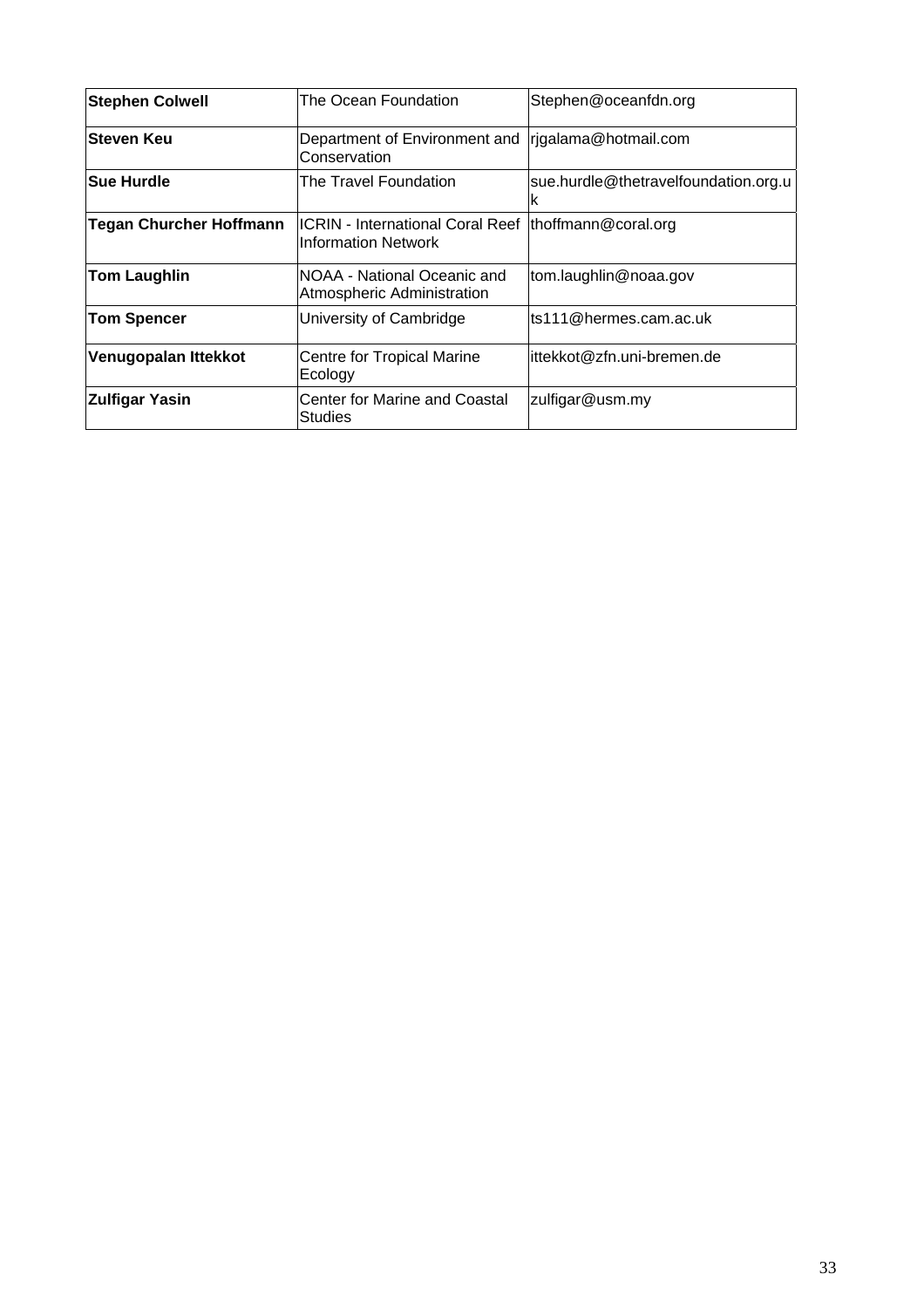| | | |
|---|---|---|
| **Stephen Colwell** | The Ocean Foundation | Stephen@oceanfdn.org |
| **Steven Keu** | Department of Environment and Conservation | rjgalama@hotmail.com |
| **Sue Hurdle** | The Travel Foundation | sue.hurdle@thetravelfoundation.org.uk |
| **Tegan Churcher Hoffmann** | ICRIN - International Coral Reef Information Network | thoffmann@coral.org |
| **Tom Laughlin** | NOAA - National Oceanic and Atmospheric Administration | tom.laughlin@noaa.gov |
| **Tom Spencer** | University of Cambridge | ts111@hermes.cam.ac.uk |
| **Venugopalan Ittekkot** | Centre for Tropical Marine Ecology | ittekkot@zfn.uni-bremen.de |
| **Zulfigar Yasin** | Center for Marine and Coastal Studies | zulfigar@usm.my |